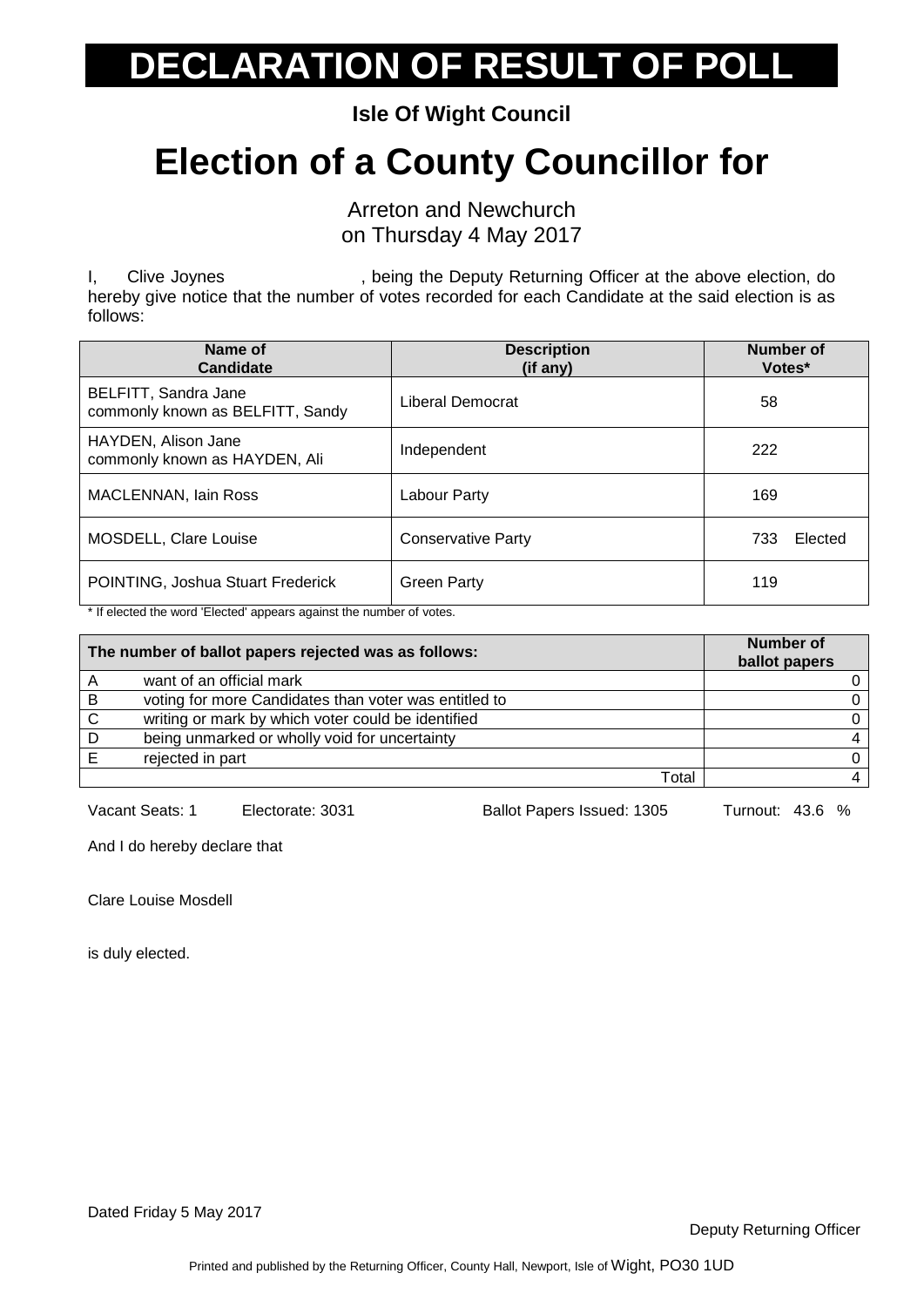# DECLARATION OF RESULT OF POLL

**Isle Of Wight Council**

# Election of a County Councillor for

Arreton and Newchurch
on Thursday 4 May 2017

I, Clive Joynes, being the Deputy Returning Officer at the above election, do hereby give notice that the number of votes recorded for each Candidate at the said election is as follows:

| Name of Candidate | Description (if any) | Number of Votes* |
|---|---|---|
| BELFITT, Sandra Jane commonly known as BELFITT, Sandy | Liberal Democrat | 58 |
| HAYDEN, Alison Jane commonly known as HAYDEN, Ali | Independent | 222 |
| MACLENNAN, Iain Ross | Labour Party | 169 |
| MOSDELL, Clare Louise | Conservative Party | 733 Elected |
| POINTING, Joshua Stuart Frederick | Green Party | 119 |

* If elected the word 'Elected' appears against the number of votes.

| | The number of ballot papers rejected was as follows: | Number of ballot papers |
|---|---|---|
| A | want of an official mark | 0 |
| B | voting for more Candidates than voter was entitled to | 0 |
| C | writing or mark by which voter could be identified | 0 |
| D | being unmarked or wholly void for uncertainty | 4 |
| E | rejected in part | 0 |
| | Total | 4 |

Vacant Seats: 1 Electorate: 3031 Ballot Papers Issued: 1305 Turnout: 43.6 %

And I do hereby declare that

Clare Louise Mosdell

is duly elected.

Dated Friday 5 May 2017

Deputy Returning Officer

Printed and published by the Returning Officer, County Hall, Newport, Isle of Wight, PO30 1UD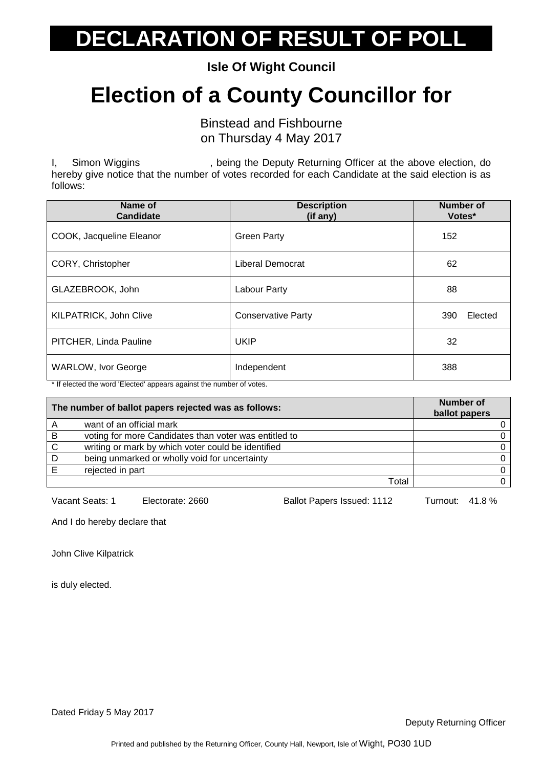# DECLARATION OF RESULT OF POLL

**Isle Of Wight Council**

# Election of a County Councillor for

Binstead and Fishbourne
on Thursday 4 May 2017

I, Simon Wiggins , being the Deputy Returning Officer at the above election, do hereby give notice that the number of votes recorded for each Candidate at the said election is as follows:

| Name of Candidate | Description (if any) | Number of Votes* |
|---|---|---|
| COOK, Jacqueline Eleanor | Green Party | 152 |
| CORY, Christopher | Liberal Democrat | 62 |
| GLAZEBROOK, John | Labour Party | 88 |
| KILPATRICK, John Clive | Conservative Party | 390 Elected |
| PITCHER, Linda Pauline | UKIP | 32 |
| WARLOW, Ivor George | Independent | 388 |

\* If elected the word 'Elected' appears against the number of votes.

| The number of ballot papers rejected was as follows: | | Number of ballot papers |
|---|---|---|
| A | want of an official mark | 0 |
| B | voting for more Candidates than voter was entitled to | 0 |
| C | writing or mark by which voter could be identified | 0 |
| D | being unmarked or wholly void for uncertainty | 0 |
| E | rejected in part | 0 |
| | Total | 0 |

Vacant Seats: 1 Electorate: 2660 Ballot Papers Issued: 1112 Turnout: 41.8 %

And I do hereby declare that

John Clive Kilpatrick

is duly elected.

Dated Friday 5 May 2017

Deputy Returning Officer

Printed and published by the Returning Officer, County Hall, Newport, Isle of Wight, PO30 1UD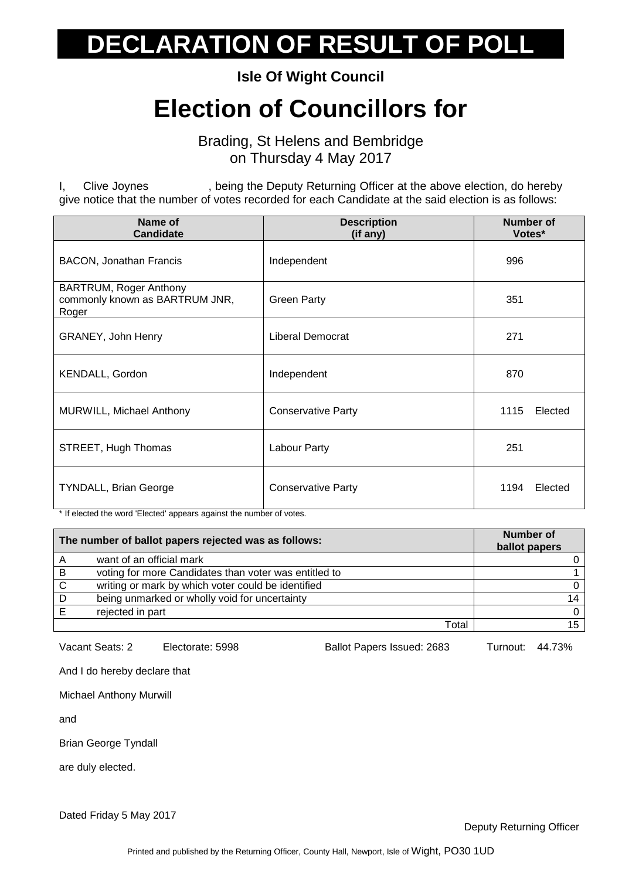# DECLARATION OF RESULT OF POLL

**Isle Of Wight Council**

# Election of Councillors for

Brading, St Helens and Bembridge
on Thursday 4 May 2017

I, Clive Joynes, being the Deputy Returning Officer at the above election, do hereby give notice that the number of votes recorded for each Candidate at the said election is as follows:

| Name of Candidate | Description (if any) | Number of Votes* |
|---|---|---|
| BACON, Jonathan Francis | Independent | 996 |
| BARTRUM, Roger Anthony commonly known as BARTRUM JNR, Roger | Green Party | 351 |
| GRANEY, John Henry | Liberal Democrat | 271 |
| KENDALL, Gordon | Independent | 870 |
| MURWILL, Michael Anthony | Conservative Party | 1115 Elected |
| STREET, Hugh Thomas | Labour Party | 251 |
| TYNDALL, Brian George | Conservative Party | 1194 Elected |

* If elected the word 'Elected' appears against the number of votes.

| | The number of ballot papers rejected was as follows: | Number of ballot papers |
|---|---|---|
| A | want of an official mark | 0 |
| B | voting for more Candidates than voter was entitled to | 1 |
| C | writing or mark by which voter could be identified | 0 |
| D | being unmarked or wholly void for uncertainty | 14 |
| E | rejected in part | 0 |
| | Total | 15 |

Vacant Seats: 2 Electorate: 5998 Ballot Papers Issued: 2683 Turnout: 44.73%

And I do hereby declare that

Michael Anthony Murwill

and

Brian George Tyndall

are duly elected.

Dated Friday 5 May 2017

Deputy Returning Officer

Printed and published by the Returning Officer, County Hall, Newport, Isle of Wight, PO30 1UD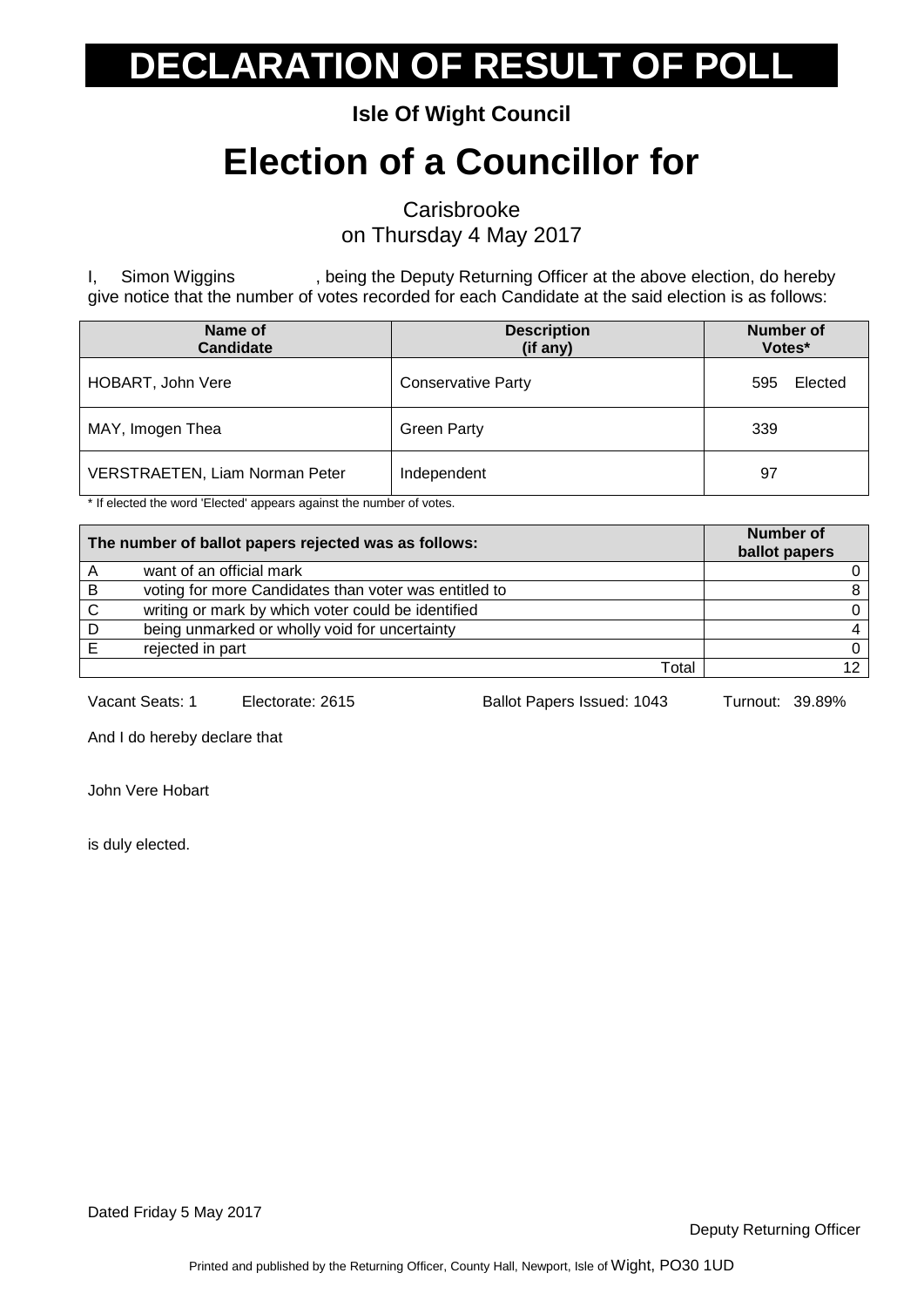# DECLARATION OF RESULT OF POLL

**Isle Of Wight Council**

# Election of a Councillor for

Carisbrooke
on Thursday 4 May 2017

I, Simon Wiggins , being the Deputy Returning Officer at the above election, do hereby give notice that the number of votes recorded for each Candidate at the said election is as follows:

| Name of Candidate | Description (if any) | Number of Votes* |
|---|---|---|
| HOBART, John Vere | Conservative Party | 595 Elected |
| MAY, Imogen Thea | Green Party | 339 |
| VERSTRAETEN, Liam Norman Peter | Independent | 97 |

* If elected the word 'Elected' appears against the number of votes.

| The number of ballot papers rejected was as follows: | | Number of ballot papers |
|---|---|---|
| A | want of an official mark | 0 |
| B | voting for more Candidates than voter was entitled to | 8 |
| C | writing or mark by which voter could be identified | 0 |
| D | being unmarked or wholly void for uncertainty | 4 |
| E | rejected in part | 0 |
| | Total | 12 |

Vacant Seats: 1 Electorate: 2615 Ballot Papers Issued: 1043 Turnout: 39.89%

And I do hereby declare that

John Vere Hobart

is duly elected.

Dated Friday 5 May 2017

Deputy Returning Officer

Printed and published by the Returning Officer, County Hall, Newport, Isle of Wight, PO30 1UD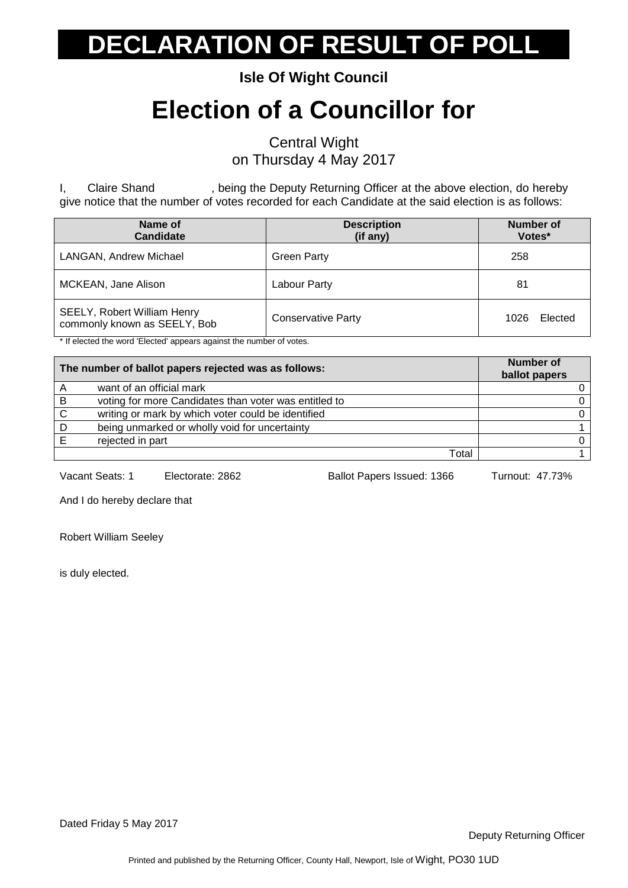# DECLARATION OF RESULT OF POLL

**Isle Of Wight Council**

# Election of a Councillor for

Central Wight
on Thursday 4 May 2017

I, Claire Shand , being the Deputy Returning Officer at the above election, do hereby give notice that the number of votes recorded for each Candidate at the said election is as follows:

| Name of Candidate | Description (if any) | Number of Votes* |
|---|---|---|
| LANGAN, Andrew Michael | Green Party | 258 |
| MCKEAN, Jane Alison | Labour Party | 81 |
| SEELY, Robert William Henry commonly known as SEELY, Bob | Conservative Party | 1026 Elected |

\* If elected the word 'Elected' appears against the number of votes.

| The number of ballot papers rejected was as follows: | | Number of ballot papers |
|---|---|---|
| A | want of an official mark | 0 |
| B | voting for more Candidates than voter was entitled to | 0 |
| C | writing or mark by which voter could be identified | 0 |
| D | being unmarked or wholly void for uncertainty | 1 |
| E | rejected in part | 0 |
| | Total | 1 |

Vacant Seats: 1 Electorate: 2862 Ballot Papers Issued: 1366 Turnout: 47.73%

And I do hereby declare that

Robert William Seeley

is duly elected.

Dated Friday 5 May 2017

Deputy Returning Officer

Printed and published by the Returning Officer, County Hall, Newport, Isle of Wight, PO30 1UD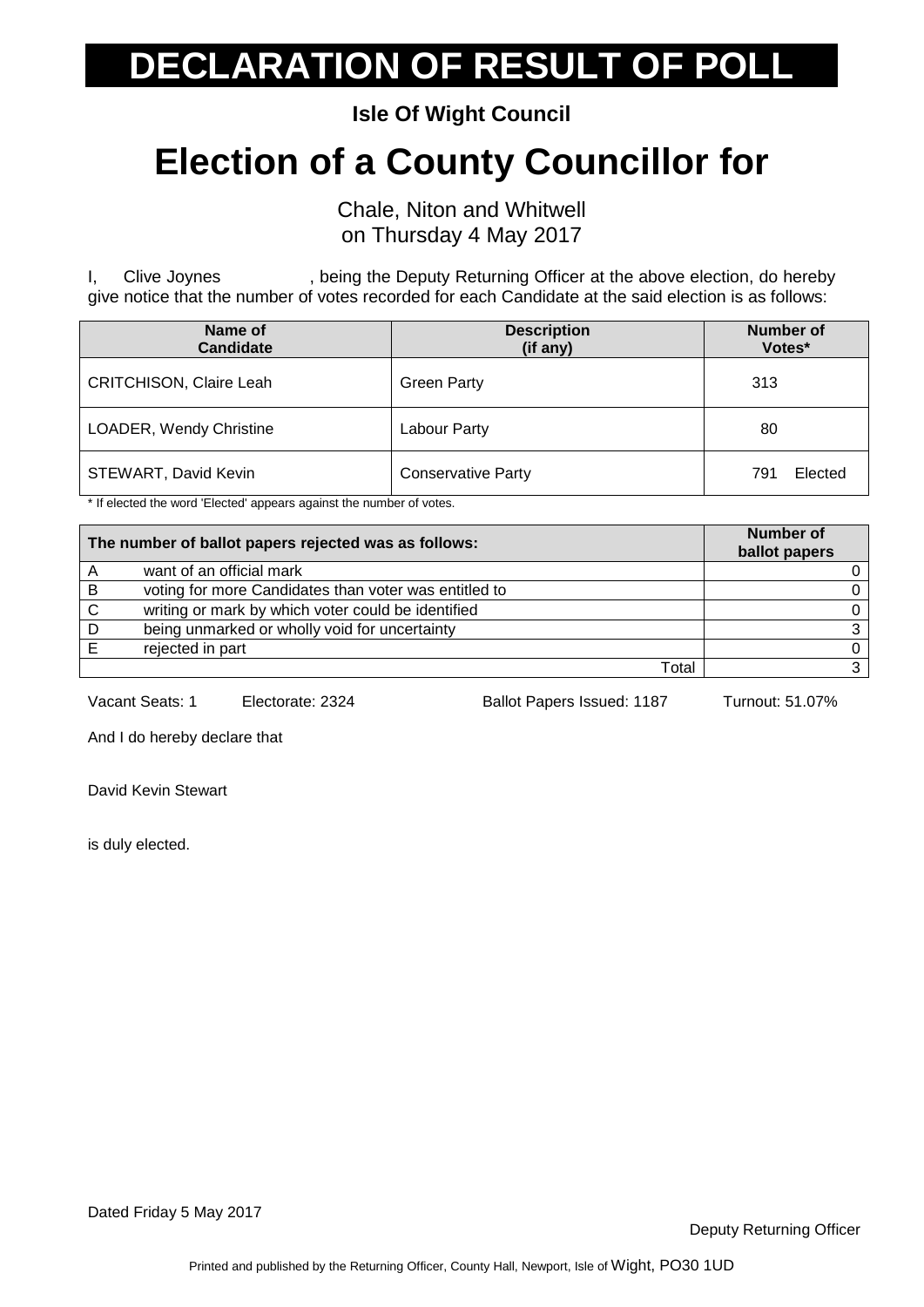# DECLARATION OF RESULT OF POLL

**Isle Of Wight Council**

# Election of a County Councillor for

Chale, Niton and Whitwell
on Thursday 4 May 2017

I, Clive Joynes , being the Deputy Returning Officer at the above election, do hereby give notice that the number of votes recorded for each Candidate at the said election is as follows:

| Name of Candidate | Description (if any) | Number of Votes* |
|---|---|---|
| CRITCHISON, Claire Leah | Green Party | 313 |
| LOADER, Wendy Christine | Labour Party | 80 |
| STEWART, David Kevin | Conservative Party | 791 Elected |

* If elected the word 'Elected' appears against the number of votes.

| The number of ballot papers rejected was as follows: | | Number of ballot papers |
|---|---|---|
| A | want of an official mark | 0 |
| B | voting for more Candidates than voter was entitled to | 0 |
| C | writing or mark by which voter could be identified | 0 |
| D | being unmarked or wholly void for uncertainty | 3 |
| E | rejected in part | 0 |
| | Total | 3 |

Vacant Seats: 1 Electorate: 2324 Ballot Papers Issued: 1187 Turnout: 51.07%

And I do hereby declare that

David Kevin Stewart

is duly elected.

Dated Friday 5 May 2017

Deputy Returning Officer

Printed and published by the Returning Officer, County Hall, Newport, Isle of Wight, PO30 1UD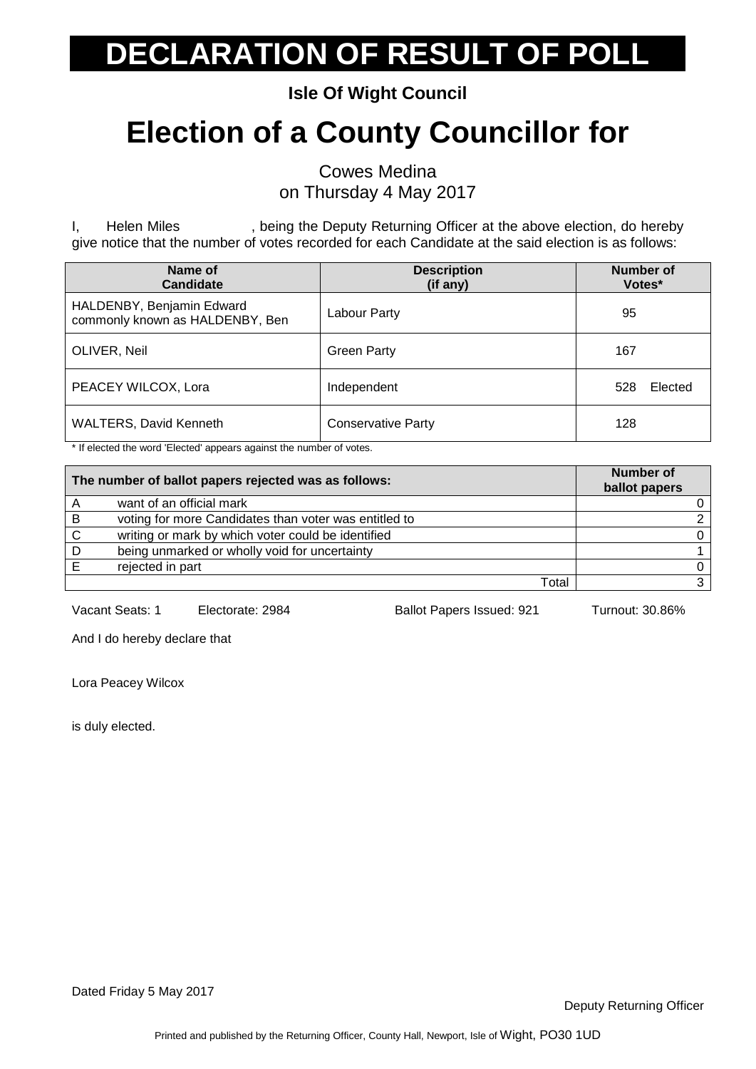# DECLARATION OF RESULT OF POLL

**Isle Of Wight Council**

# Election of a County Councillor for

Cowes Medina
on Thursday 4 May 2017

I, Helen Miles, being the Deputy Returning Officer at the above election, do hereby give notice that the number of votes recorded for each Candidate at the said election is as follows:

| Name of Candidate | Description (if any) | Number of Votes* |
|---|---|---|
| HALDENBY, Benjamin Edward commonly known as HALDENBY, Ben | Labour Party | 95 |
| OLIVER, Neil | Green Party | 167 |
| PEACEY WILCOX, Lora | Independent | 528 Elected |
| WALTERS, David Kenneth | Conservative Party | 128 |

\* If elected the word 'Elected' appears against the number of votes.

| | The number of ballot papers rejected was as follows: | Number of ballot papers |
|---|---|---|
| A | want of an official mark | 0 |
| B | voting for more Candidates than voter was entitled to | 2 |
| C | writing or mark by which voter could be identified | 0 |
| D | being unmarked or wholly void for uncertainty | 1 |
| E | rejected in part | 0 |
| | Total | 3 |

Vacant Seats: 1 Electorate: 2984 Ballot Papers Issued: 921 Turnout: 30.86%

And I do hereby declare that

Lora Peacey Wilcox

is duly elected.

Dated Friday 5 May 2017

Deputy Returning Officer

Printed and published by the Returning Officer, County Hall, Newport, Isle of Wight, PO30 1UD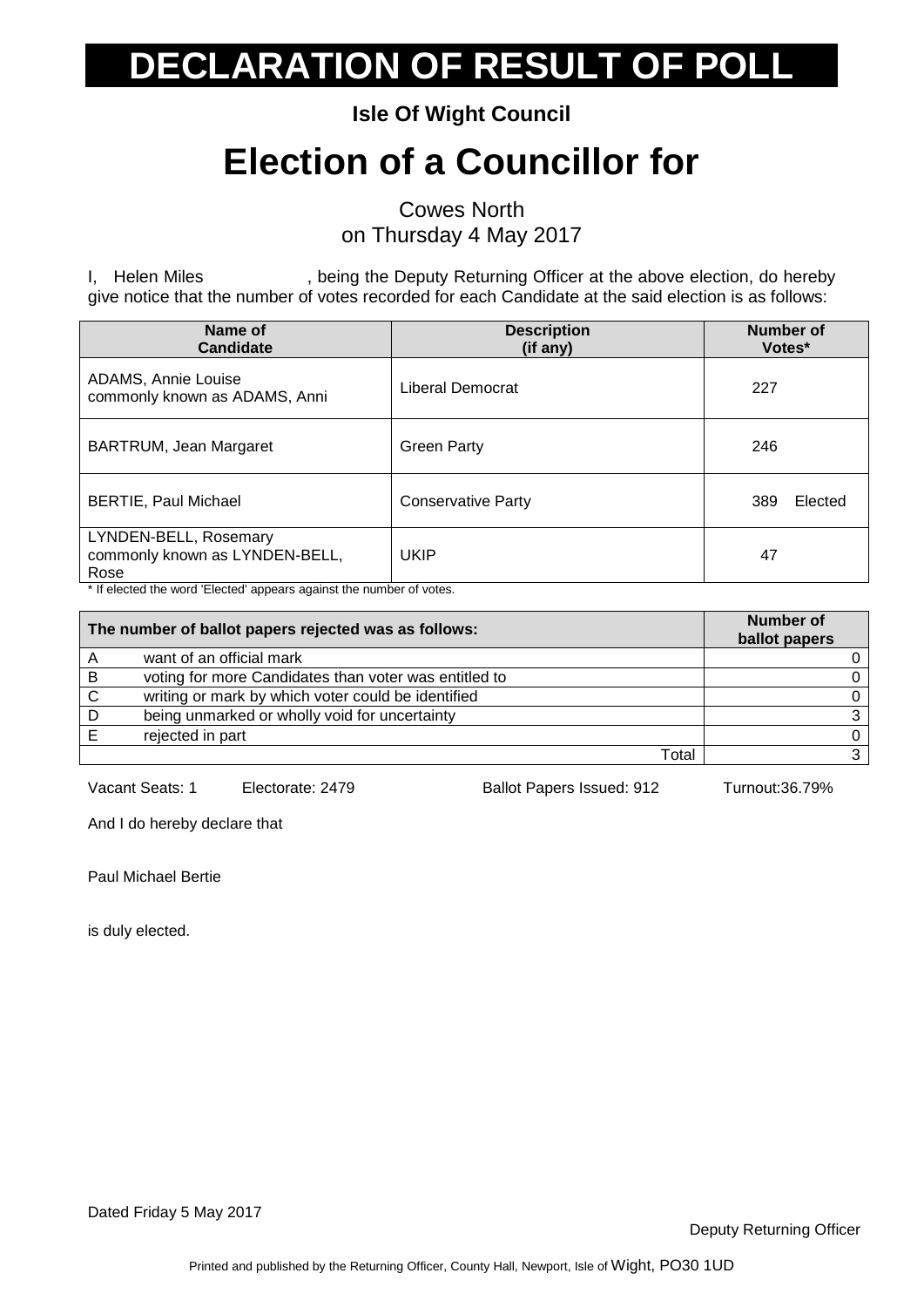# DECLARATION OF RESULT OF POLL

**Isle Of Wight Council**

# Election of a Councillor for

Cowes North
on Thursday 4 May 2017

I, Helen Miles , being the Deputy Returning Officer at the above election, do hereby give notice that the number of votes recorded for each Candidate at the said election is as follows:

| Name of Candidate | Description (if any) | Number of Votes* |
|---|---|---|
| ADAMS, Annie Louise commonly known as ADAMS, Anni | Liberal Democrat | 227 |
| BARTRUM, Jean Margaret | Green Party | 246 |
| BERTIE, Paul Michael | Conservative Party | 389 Elected |
| LYNDEN-BELL, Rosemary commonly known as LYNDEN-BELL, Rose | UKIP | 47 |

* If elected the word 'Elected' appears against the number of votes.

| The number of ballot papers rejected was as follows: | | Number of ballot papers |
|---|---|---|
| A | want of an official mark | 0 |
| B | voting for more Candidates than voter was entitled to | 0 |
| C | writing or mark by which voter could be identified | 0 |
| D | being unmarked or wholly void for uncertainty | 3 |
| E | rejected in part | 0 |
| | Total | 3 |

Vacant Seats: 1 Electorate: 2479 Ballot Papers Issued: 912 Turnout:36.79%

And I do hereby declare that

Paul Michael Bertie

is duly elected.

Dated Friday 5 May 2017

Deputy Returning Officer

Printed and published by the Returning Officer, County Hall, Newport, Isle of Wight, PO30 1UD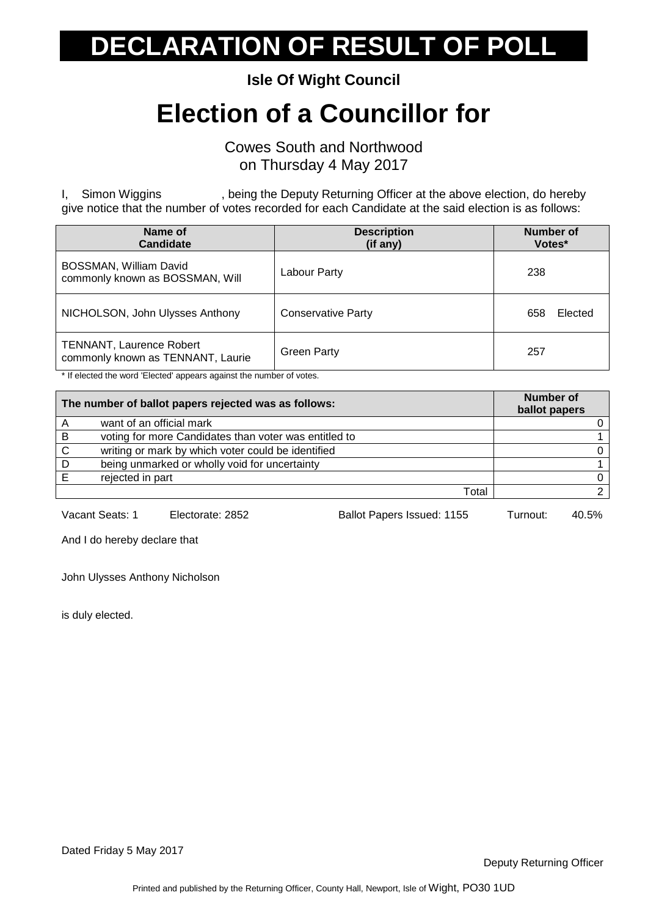# DECLARATION OF RESULT OF POLL

**Isle Of Wight Council**

# Election of a Councillor for

Cowes South and Northwood
on Thursday 4 May 2017

I, Simon Wiggins, being the Deputy Returning Officer at the above election, do hereby give notice that the number of votes recorded for each Candidate at the said election is as follows:

| Name of Candidate | Description (if any) | Number of Votes* |
|---|---|---|
| BOSSMAN, William David commonly known as BOSSMAN, Will | Labour Party | 238 |
| NICHOLSON, John Ulysses Anthony | Conservative Party | 658 Elected |
| TENNANT, Laurence Robert commonly known as TENNANT, Laurie | Green Party | 257 |

\* If elected the word 'Elected' appears against the number of votes.

| | The number of ballot papers rejected was as follows: | Number of ballot papers |
|---|---|---|
| A | want of an official mark | 0 |
| B | voting for more Candidates than voter was entitled to | 1 |
| C | writing or mark by which voter could be identified | 0 |
| D | being unmarked or wholly void for uncertainty | 1 |
| E | rejected in part | 0 |
| | Total | 2 |

Vacant Seats: 1 Electorate: 2852 Ballot Papers Issued: 1155 Turnout: 40.5%

And I do hereby declare that

John Ulysses Anthony Nicholson

is duly elected.

Dated Friday 5 May 2017

Deputy Returning Officer

Printed and published by the Returning Officer, County Hall, Newport, Isle of Wight, PO30 1UD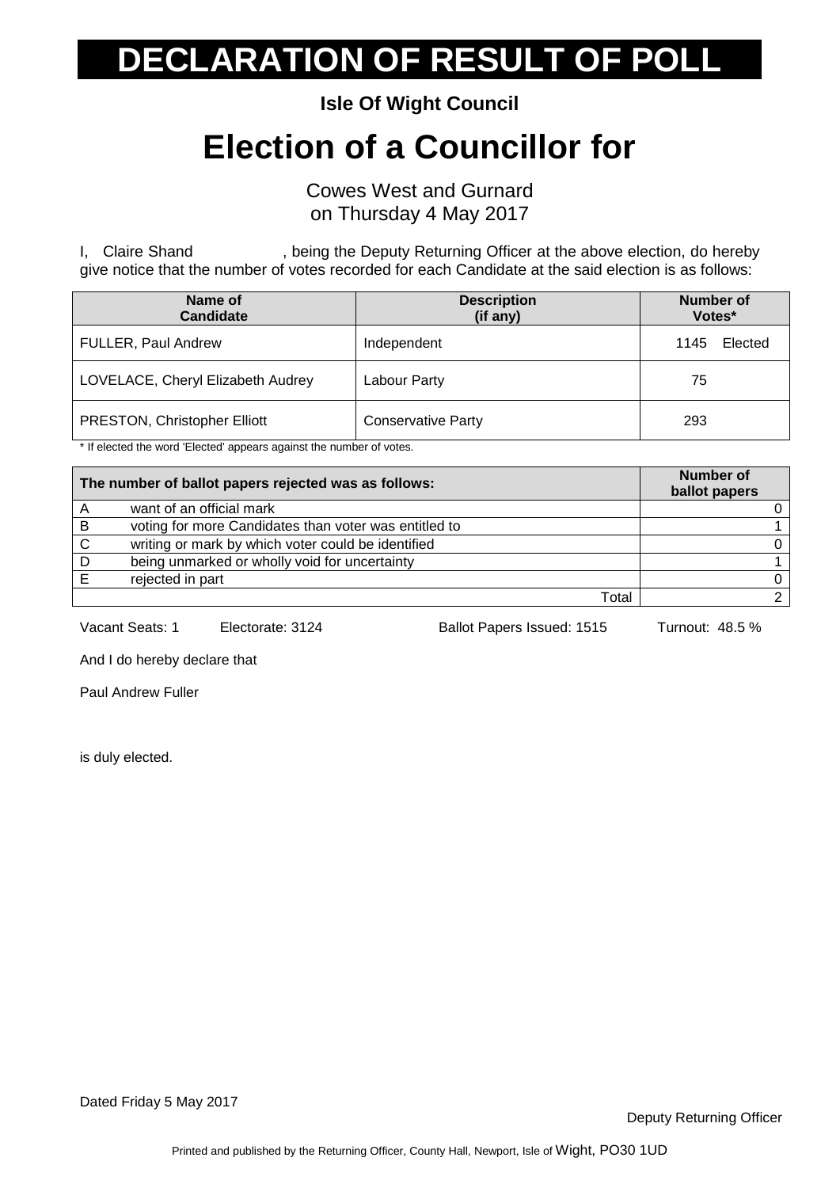# DECLARATION OF RESULT OF POLL

**Isle Of Wight Council**

# Election of a Councillor for

Cowes West and Gurnard
on Thursday 4 May 2017

I, Claire Shand, being the Deputy Returning Officer at the above election, do hereby give notice that the number of votes recorded for each Candidate at the said election is as follows:

| Name of Candidate | Description (if any) | Number of Votes* |
|---|---|---|
| FULLER, Paul Andrew | Independent | 1145 Elected |
| LOVELACE, Cheryl Elizabeth Audrey | Labour Party | 75 |
| PRESTON, Christopher Elliott | Conservative Party | 293 |

\* If elected the word 'Elected' appears against the number of votes.

| | The number of ballot papers rejected was as follows: | Number of ballot papers |
|---|---|---|
| A | want of an official mark | 0 |
| B | voting for more Candidates than voter was entitled to | 1 |
| C | writing or mark by which voter could be identified | 0 |
| D | being unmarked or wholly void for uncertainty | 1 |
| E | rejected in part | 0 |
| | Total | 2 |

Vacant Seats: 1 Electorate: 3124 Ballot Papers Issued: 1515 Turnout: 48.5 %

And I do hereby declare that

Paul Andrew Fuller

is duly elected.

Dated Friday 5 May 2017

Deputy Returning Officer

Printed and published by the Returning Officer, County Hall, Newport, Isle of Wight, PO30 1UD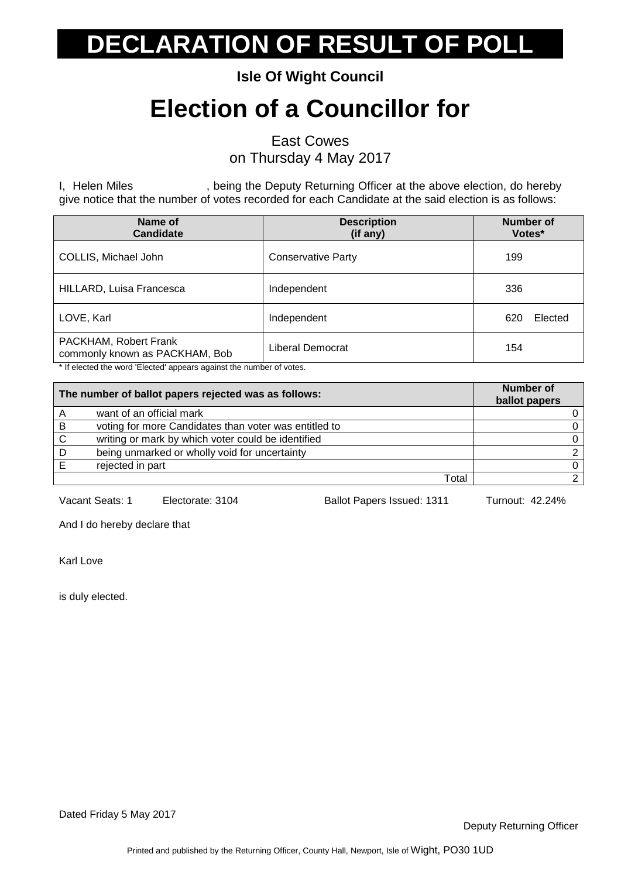# DECLARATION OF RESULT OF POLL

**Isle Of Wight Council**

# Election of a Councillor for

East Cowes
on Thursday 4 May 2017

I, Helen Miles , being the Deputy Returning Officer at the above election, do hereby give notice that the number of votes recorded for each Candidate at the said election is as follows:

| Name of Candidate | Description (if any) | Number of Votes* |
|---|---|---|
| COLLIS, Michael John | Conservative Party | 199 |
| HILLARD, Luisa Francesca | Independent | 336 |
| LOVE, Karl | Independent | 620 Elected |
| PACKHAM, Robert Frank commonly known as PACKHAM, Bob | Liberal Democrat | 154 |

* If elected the word 'Elected' appears against the number of votes.

| The number of ballot papers rejected was as follows: | | Number of ballot papers |
|---|---|---|
| A | want of an official mark | 0 |
| B | voting for more Candidates than voter was entitled to | 0 |
| C | writing or mark by which voter could be identified | 0 |
| D | being unmarked or wholly void for uncertainty | 2 |
| E | rejected in part | 0 |
| | Total | 2 |

Vacant Seats: 1 Electorate: 3104 Ballot Papers Issued: 1311 Turnout: 42.24%

And I do hereby declare that

Karl Love

is duly elected.

Dated Friday 5 May 2017

Deputy Returning Officer

Printed and published by the Returning Officer, County Hall, Newport, Isle of Wight, PO30 1UD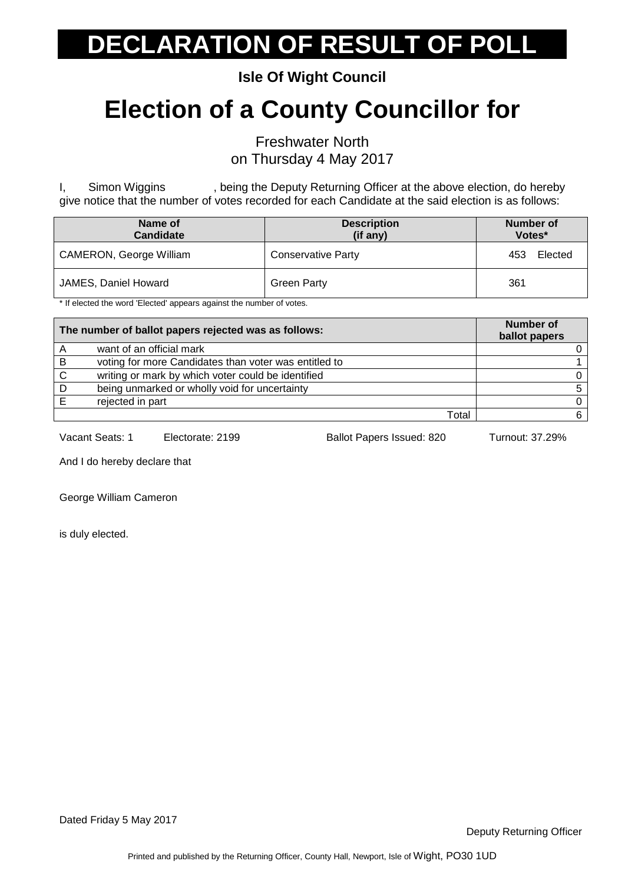# DECLARATION OF RESULT OF POLL

**Isle Of Wight Council**

# Election of a County Councillor for

Freshwater North
on Thursday 4 May 2017

I, Simon Wiggins , being the Deputy Returning Officer at the above election, do hereby give notice that the number of votes recorded for each Candidate at the said election is as follows:

| Name of Candidate | Description (if any) | Number of Votes* |
|---|---|---|
| CAMERON, George William | Conservative Party | 453 Elected |
| JAMES, Daniel Howard | Green Party | 361 |

* If elected the word 'Elected' appears against the number of votes.

| The number of ballot papers rejected was as follows: | | Number of ballot papers |
|---|---|---|
| A | want of an official mark | 0 |
| B | voting for more Candidates than voter was entitled to | 1 |
| C | writing or mark by which voter could be identified | 0 |
| D | being unmarked or wholly void for uncertainty | 5 |
| E | rejected in part | 0 |
| | Total | 6 |

Vacant Seats: 1 Electorate: 2199 Ballot Papers Issued: 820 Turnout: 37.29%

And I do hereby declare that

George William Cameron

is duly elected.

Dated Friday 5 May 2017

Deputy Returning Officer

Printed and published by the Returning Officer, County Hall, Newport, Isle of Wight, PO30 1UD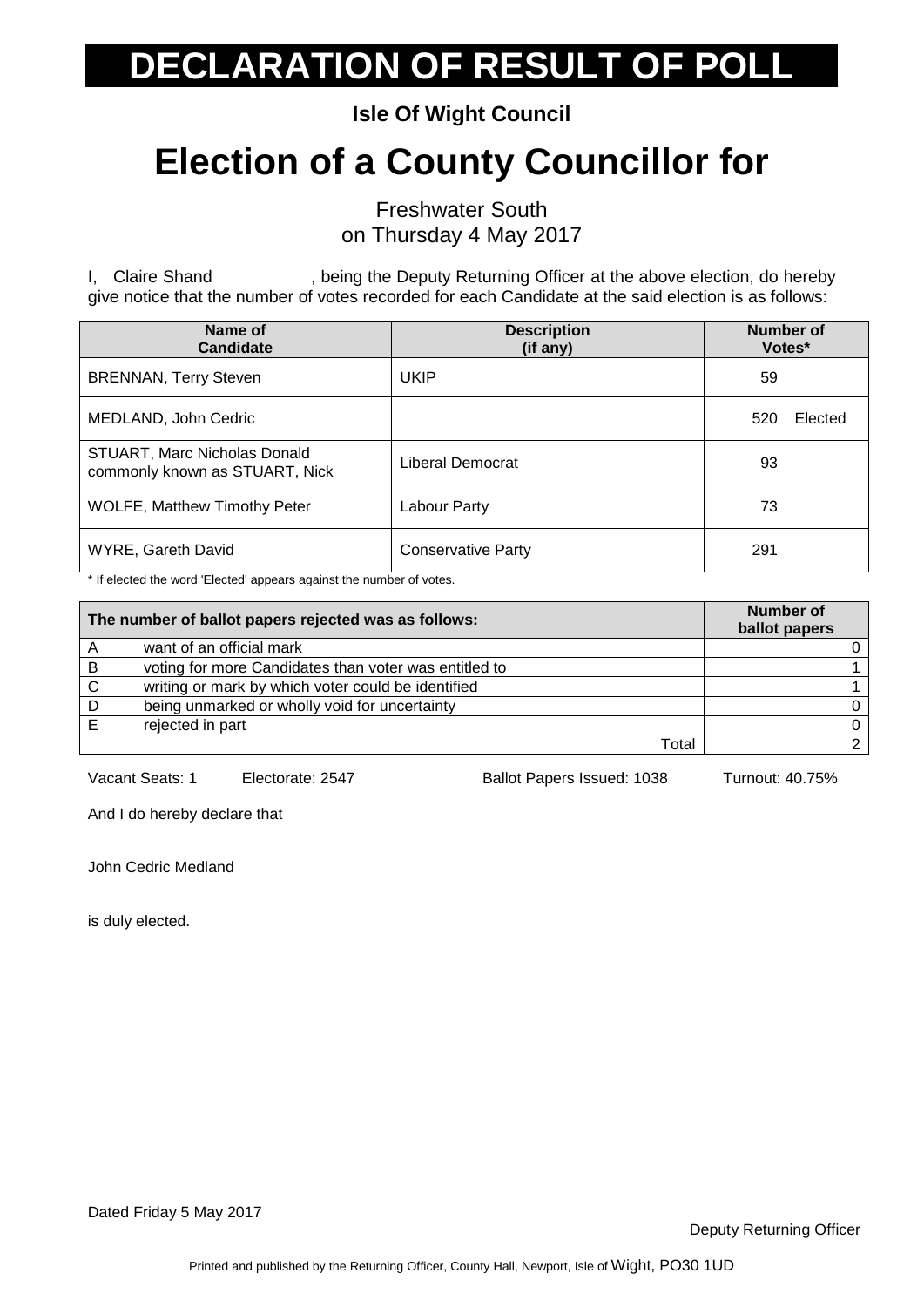# DECLARATION OF RESULT OF POLL

**Isle Of Wight Council**

# Election of a County Councillor for

Freshwater South
on Thursday 4 May 2017

I, Claire Shand, being the Deputy Returning Officer at the above election, do hereby give notice that the number of votes recorded for each Candidate at the said election is as follows:

| Name of Candidate | Description (if any) | Number of Votes* |
|---|---|---|
| BRENNAN, Terry Steven | UKIP | 59 |
| MEDLAND, John Cedric | | 520 Elected |
| STUART, Marc Nicholas Donald commonly known as STUART, Nick | Liberal Democrat | 93 |
| WOLFE, Matthew Timothy Peter | Labour Party | 73 |
| WYRE, Gareth David | Conservative Party | 291 |

* If elected the word 'Elected' appears against the number of votes.

| The number of ballot papers rejected was as follows: | | Number of ballot papers |
|---|---|---|
| A | want of an official mark | 0 |
| B | voting for more Candidates than voter was entitled to | 1 |
| C | writing or mark by which voter could be identified | 1 |
| D | being unmarked or wholly void for uncertainty | 0 |
| E | rejected in part | 0 |
| | Total | 2 |

Vacant Seats: 1 Electorate: 2547 Ballot Papers Issued: 1038 Turnout: 40.75%

And I do hereby declare that

John Cedric Medland

is duly elected.

Dated Friday 5 May 2017

Deputy Returning Officer

Printed and published by the Returning Officer, County Hall, Newport, Isle of Wight, PO30 1UD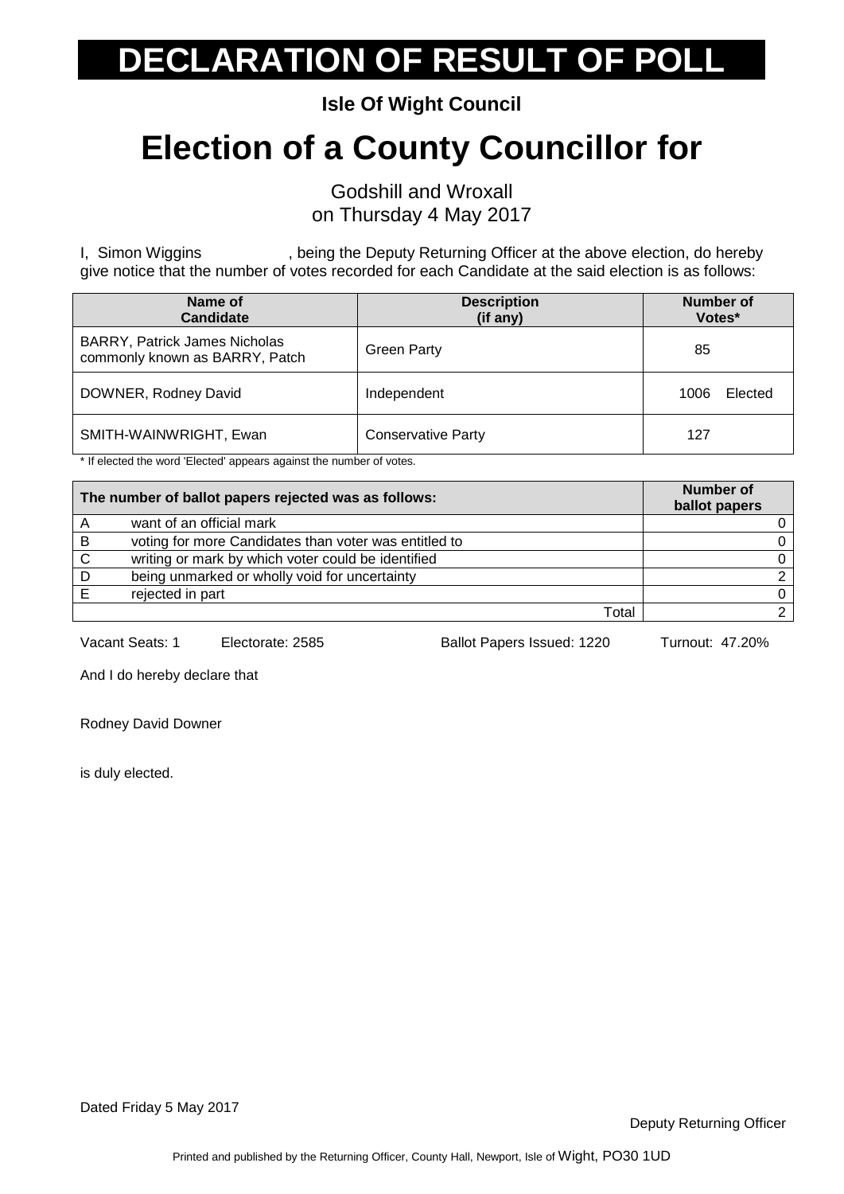# DECLARATION OF RESULT OF POLL

**Isle Of Wight Council**

# Election of a County Councillor for

Godshill and Wroxall
on Thursday 4 May 2017

I, Simon Wiggins , being the Deputy Returning Officer at the above election, do hereby give notice that the number of votes recorded for each Candidate at the said election is as follows:

| Name of Candidate | Description (if any) | Number of Votes* |
|---|---|---|
| BARRY, Patrick James Nicholas commonly known as BARRY, Patch | Green Party | 85 |
| DOWNER, Rodney David | Independent | 1006 Elected |
| SMITH-WAINWRIGHT, Ewan | Conservative Party | 127 |

* If elected the word 'Elected' appears against the number of votes.

| | The number of ballot papers rejected was as follows: | Number of ballot papers |
|---|---|---|
| A | want of an official mark | 0 |
| B | voting for more Candidates than voter was entitled to | 0 |
| C | writing or mark by which voter could be identified | 0 |
| D | being unmarked or wholly void for uncertainty | 2 |
| E | rejected in part | 0 |
| | Total | 2 |

Vacant Seats: 1 Electorate: 2585 Ballot Papers Issued: 1220 Turnout: 47.20%

And I do hereby declare that

Rodney David Downer

is duly elected.

Dated Friday 5 May 2017

Deputy Returning Officer

Printed and published by the Returning Officer, County Hall, Newport, Isle of Wight, PO30 1UD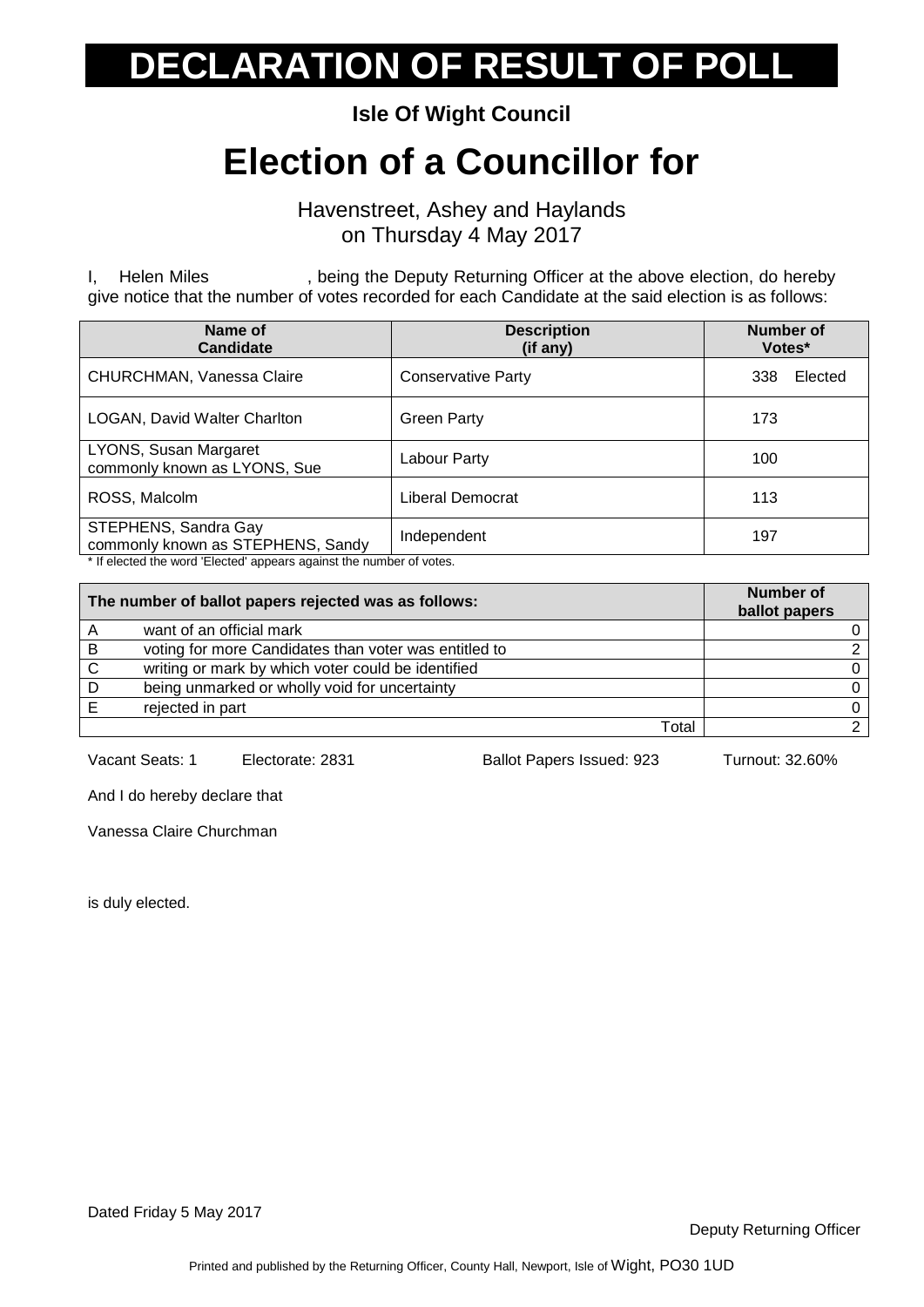# DECLARATION OF RESULT OF POLL

**Isle Of Wight Council**

# Election of a Councillor for

Havenstreet, Ashey and Haylands
on Thursday 4 May 2017

I, Helen Miles, being the Deputy Returning Officer at the above election, do hereby give notice that the number of votes recorded for each Candidate at the said election is as follows:

| Name of Candidate | Description (if any) | Number of Votes* |
|---|---|---|
| CHURCHMAN, Vanessa Claire | Conservative Party | 338 Elected |
| LOGAN, David Walter Charlton | Green Party | 173 |
| LYONS, Susan Margaret commonly known as LYONS, Sue | Labour Party | 100 |
| ROSS, Malcolm | Liberal Democrat | 113 |
| STEPHENS, Sandra Gay commonly known as STEPHENS, Sandy | Independent | 197 |

* If elected the word 'Elected' appears against the number of votes.

| The number of ballot papers rejected was as follows: | | Number of ballot papers |
|---|---|---|
| A | want of an official mark | 0 |
| B | voting for more Candidates than voter was entitled to | 2 |
| C | writing or mark by which voter could be identified | 0 |
| D | being unmarked or wholly void for uncertainty | 0 |
| E | rejected in part | 0 |
| | Total | 2 |

Vacant Seats: 1 Electorate: 2831 Ballot Papers Issued: 923 Turnout: 32.60%

And I do hereby declare that

Vanessa Claire Churchman

is duly elected.

Dated Friday 5 May 2017

Deputy Returning Officer

Printed and published by the Returning Officer, County Hall, Newport, Isle of Wight, PO30 1UD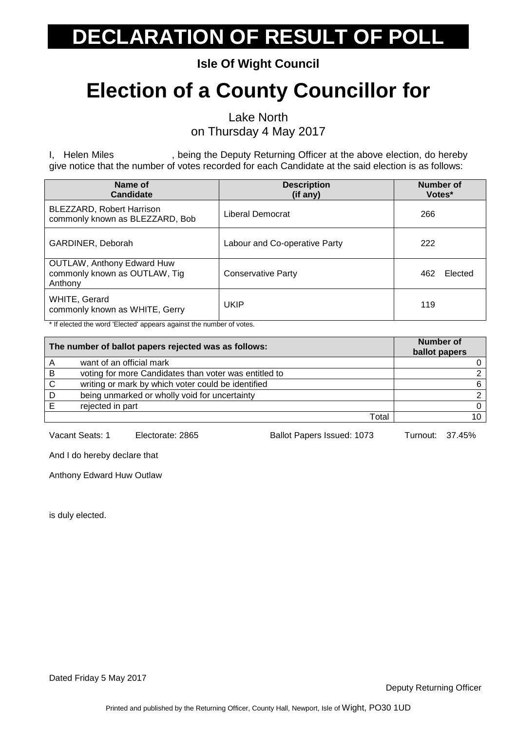# DECLARATION OF RESULT OF POLL

**Isle Of Wight Council**

# Election of a County Councillor for

Lake North
on Thursday 4 May 2017

I, Helen Miles, being the Deputy Returning Officer at the above election, do hereby give notice that the number of votes recorded for each Candidate at the said election is as follows:

| Name of Candidate | Description (if any) | Number of Votes* |
|---|---|---|
| BLEZZARD, Robert Harrison commonly known as BLEZZARD, Bob | Liberal Democrat | 266 |
| GARDINER, Deborah | Labour and Co-operative Party | 222 |
| OUTLAW, Anthony Edward Huw commonly known as OUTLAW, Tig Anthony | Conservative Party | 462 Elected |
| WHITE, Gerard commonly known as WHITE, Gerry | UKIP | 119 |

\* If elected the word 'Elected' appears against the number of votes.

| The number of ballot papers rejected was as follows: | | Number of ballot papers |
|---|---|---|
| A | want of an official mark | 0 |
| B | voting for more Candidates than voter was entitled to | 2 |
| C | writing or mark by which voter could be identified | 6 |
| D | being unmarked or wholly void for uncertainty | 2 |
| E | rejected in part | 0 |
| | Total | 10 |

Vacant Seats: 1 Electorate: 2865 Ballot Papers Issued: 1073 Turnout: 37.45%

And I do hereby declare that

Anthony Edward Huw Outlaw

is duly elected.

Dated Friday 5 May 2017

Deputy Returning Officer

Printed and published by the Returning Officer, County Hall, Newport, Isle of Wight, PO30 1UD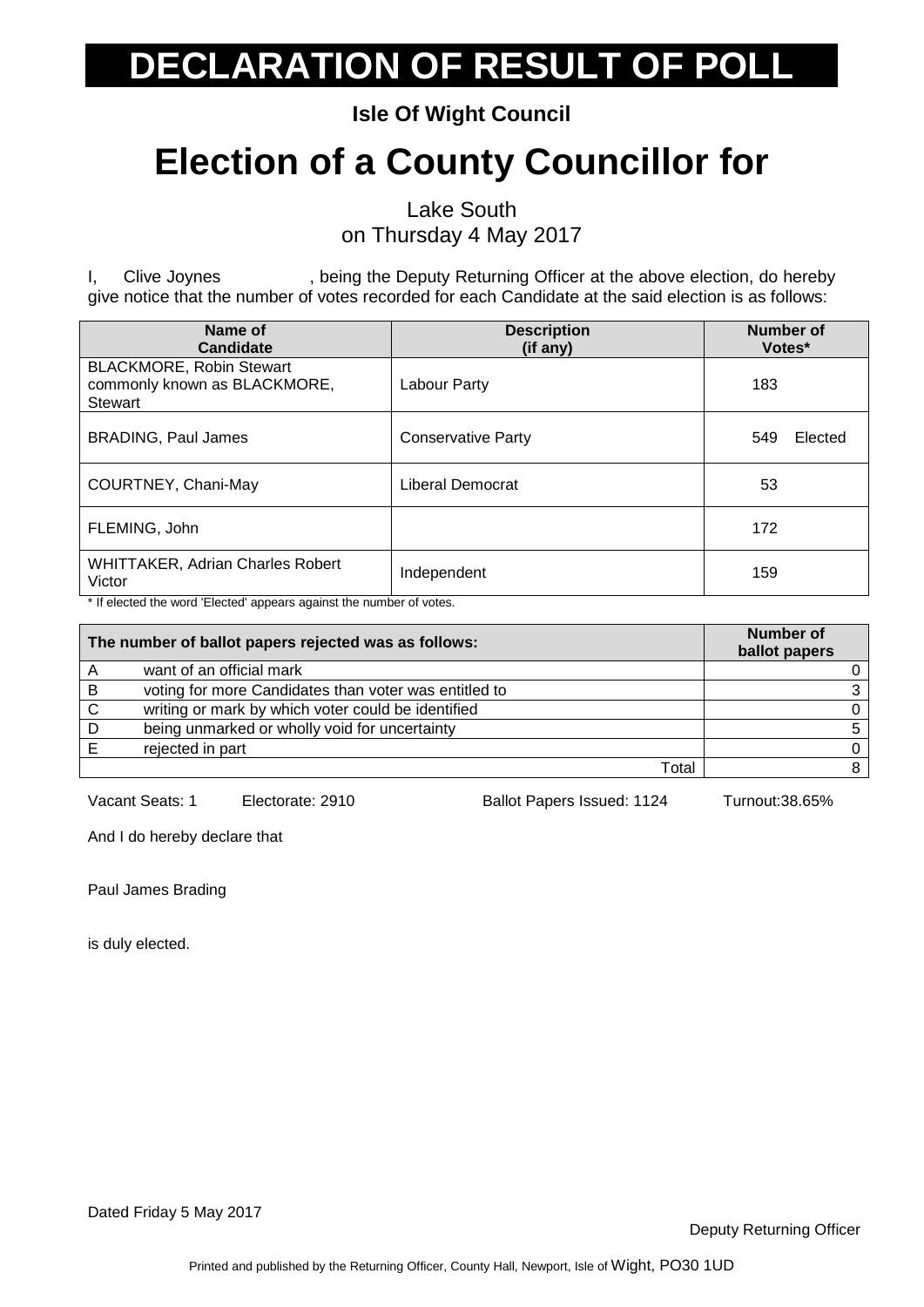# DECLARATION OF RESULT OF POLL

**Isle Of Wight Council**

# Election of a County Councillor for

Lake South
on Thursday 4 May 2017

I, Clive Joynes, being the Deputy Returning Officer at the above election, do hereby give notice that the number of votes recorded for each Candidate at the said election is as follows:

| Name of Candidate | Description (if any) | Number of Votes* |
|---|---|---|
| BLACKMORE, Robin Stewart commonly known as BLACKMORE, Stewart | Labour Party | 183 |
| BRADING, Paul James | Conservative Party | 549 Elected |
| COURTNEY, Chani-May | Liberal Democrat | 53 |
| FLEMING, John | | 172 |
| WHITTAKER, Adrian Charles Robert Victor | Independent | 159 |

* If elected the word 'Elected' appears against the number of votes.

| The number of ballot papers rejected was as follows: | | Number of ballot papers |
|---|---|---|
| A | want of an official mark | 0 |
| B | voting for more Candidates than voter was entitled to | 3 |
| C | writing or mark by which voter could be identified | 0 |
| D | being unmarked or wholly void for uncertainty | 5 |
| E | rejected in part | 0 |
| | Total | 8 |

Vacant Seats: 1 Electorate: 2910 Ballot Papers Issued: 1124 Turnout:38.65%

And I do hereby declare that

Paul James Brading

is duly elected.

Dated Friday 5 May 2017

Deputy Returning Officer

Printed and published by the Returning Officer, County Hall, Newport, Isle of Wight, PO30 1UD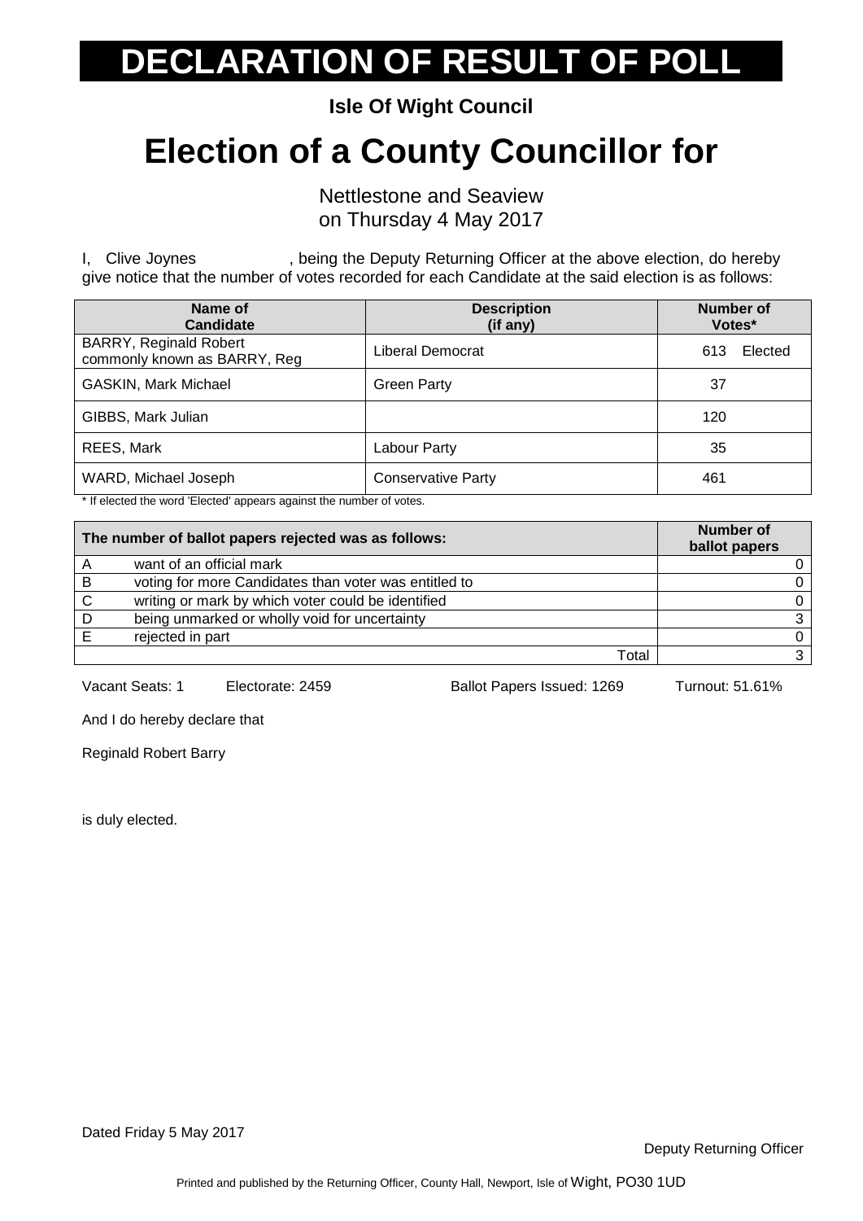# DECLARATION OF RESULT OF POLL

**Isle Of Wight Council**

# Election of a County Councillor for

Nettlestone and Seaview
on Thursday 4 May 2017

I, Clive Joynes , being the Deputy Returning Officer at the above election, do hereby give notice that the number of votes recorded for each Candidate at the said election is as follows:

| Name of Candidate | Description (if any) | Number of Votes* |
|---|---|---|
| BARRY, Reginald Robert commonly known as BARRY, Reg | Liberal Democrat | 613 Elected |
| GASKIN, Mark Michael | Green Party | 37 |
| GIBBS, Mark Julian | | 120 |
| REES, Mark | Labour Party | 35 |
| WARD, Michael Joseph | Conservative Party | 461 |

* If elected the word 'Elected' appears against the number of votes.

| | The number of ballot papers rejected was as follows: | Number of ballot papers |
|---|---|---|
| A | want of an official mark | 0 |
| B | voting for more Candidates than voter was entitled to | 0 |
| C | writing or mark by which voter could be identified | 0 |
| D | being unmarked or wholly void for uncertainty | 3 |
| E | rejected in part | 0 |
| | Total | 3 |

Vacant Seats: 1 Electorate: 2459 Ballot Papers Issued: 1269 Turnout: 51.61%

And I do hereby declare that

Reginald Robert Barry

is duly elected.

Dated Friday 5 May 2017

Deputy Returning Officer

Printed and published by the Returning Officer, County Hall, Newport, Isle of Wight, PO30 1UD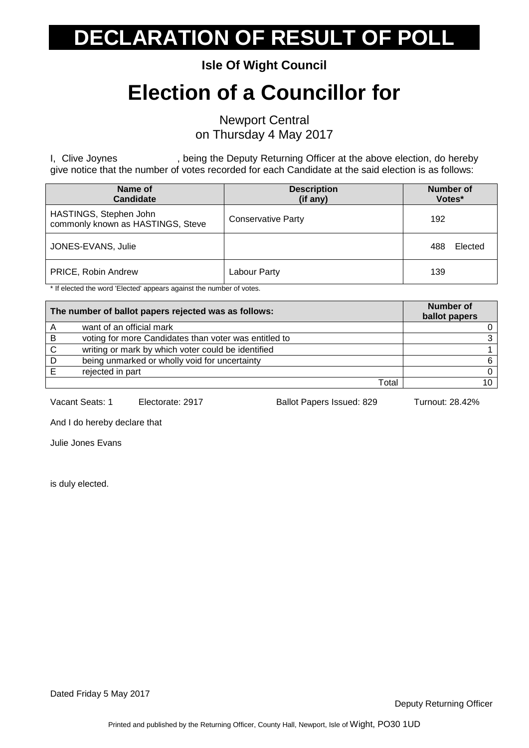# DECLARATION OF RESULT OF POLL

**Isle Of Wight Council**

# Election of a Councillor for

Newport Central
on Thursday 4 May 2017

I, Clive Joynes , being the Deputy Returning Officer at the above election, do hereby give notice that the number of votes recorded for each Candidate at the said election is as follows:

| Name of Candidate | Description (if any) | Number of Votes* |
|---|---|---|
| HASTINGS, Stephen John commonly known as HASTINGS, Steve | Conservative Party | 192 |
| JONES-EVANS, Julie | | 488 Elected |
| PRICE, Robin Andrew | Labour Party | 139 |

* If elected the word 'Elected' appears against the number of votes.

| The number of ballot papers rejected was as follows: | | Number of ballot papers |
|---|---|---|
| A | want of an official mark | 0 |
| B | voting for more Candidates than voter was entitled to | 3 |
| C | writing or mark by which voter could be identified | 1 |
| D | being unmarked or wholly void for uncertainty | 6 |
| E | rejected in part | 0 |
| | Total | 10 |

Vacant Seats: 1 Electorate: 2917 Ballot Papers Issued: 829 Turnout: 28.42%

And I do hereby declare that

Julie Jones Evans

is duly elected.

Dated Friday 5 May 2017

Deputy Returning Officer

Printed and published by the Returning Officer, County Hall, Newport, Isle of Wight, PO30 1UD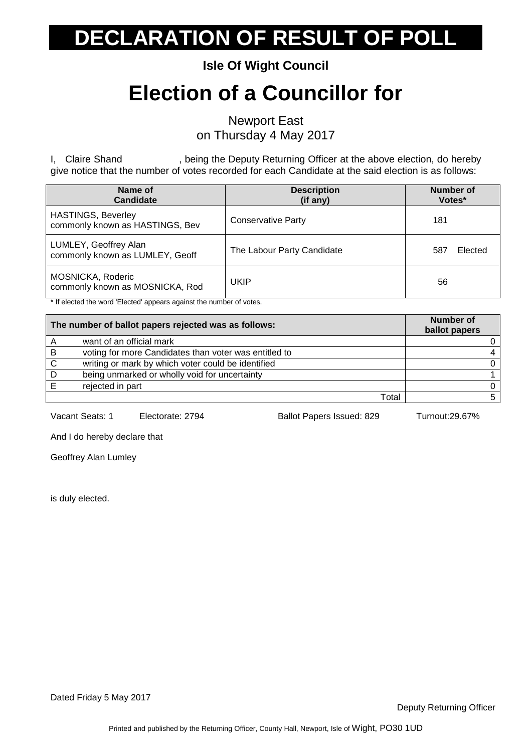# DECLARATION OF RESULT OF POLL

**Isle Of Wight Council**

# Election of a Councillor for

Newport East
on Thursday 4 May 2017

I, Claire Shand , being the Deputy Returning Officer at the above election, do hereby give notice that the number of votes recorded for each Candidate at the said election is as follows:

| Name of Candidate | Description (if any) | Number of Votes* |
|---|---|---|
| HASTINGS, Beverley commonly known as HASTINGS, Bev | Conservative Party | 181 |
| LUMLEY, Geoffrey Alan commonly known as LUMLEY, Geoff | The Labour Party Candidate | 587 Elected |
| MOSNICKA, Roderic commonly known as MOSNICKA, Rod | UKIP | 56 |

* If elected the word 'Elected' appears against the number of votes.

| | The number of ballot papers rejected was as follows: | Number of ballot papers |
|---|---|---|
| A | want of an official mark | 0 |
| B | voting for more Candidates than voter was entitled to | 4 |
| C | writing or mark by which voter could be identified | 0 |
| D | being unmarked or wholly void for uncertainty | 1 |
| E | rejected in part | 0 |
| | Total | 5 |

Vacant Seats: 1 Electorate: 2794 Ballot Papers Issued: 829 Turnout:29.67%

And I do hereby declare that

Geoffrey Alan Lumley

is duly elected.

Dated Friday 5 May 2017

Deputy Returning Officer

Printed and published by the Returning Officer, County Hall, Newport, Isle of Wight, PO30 1UD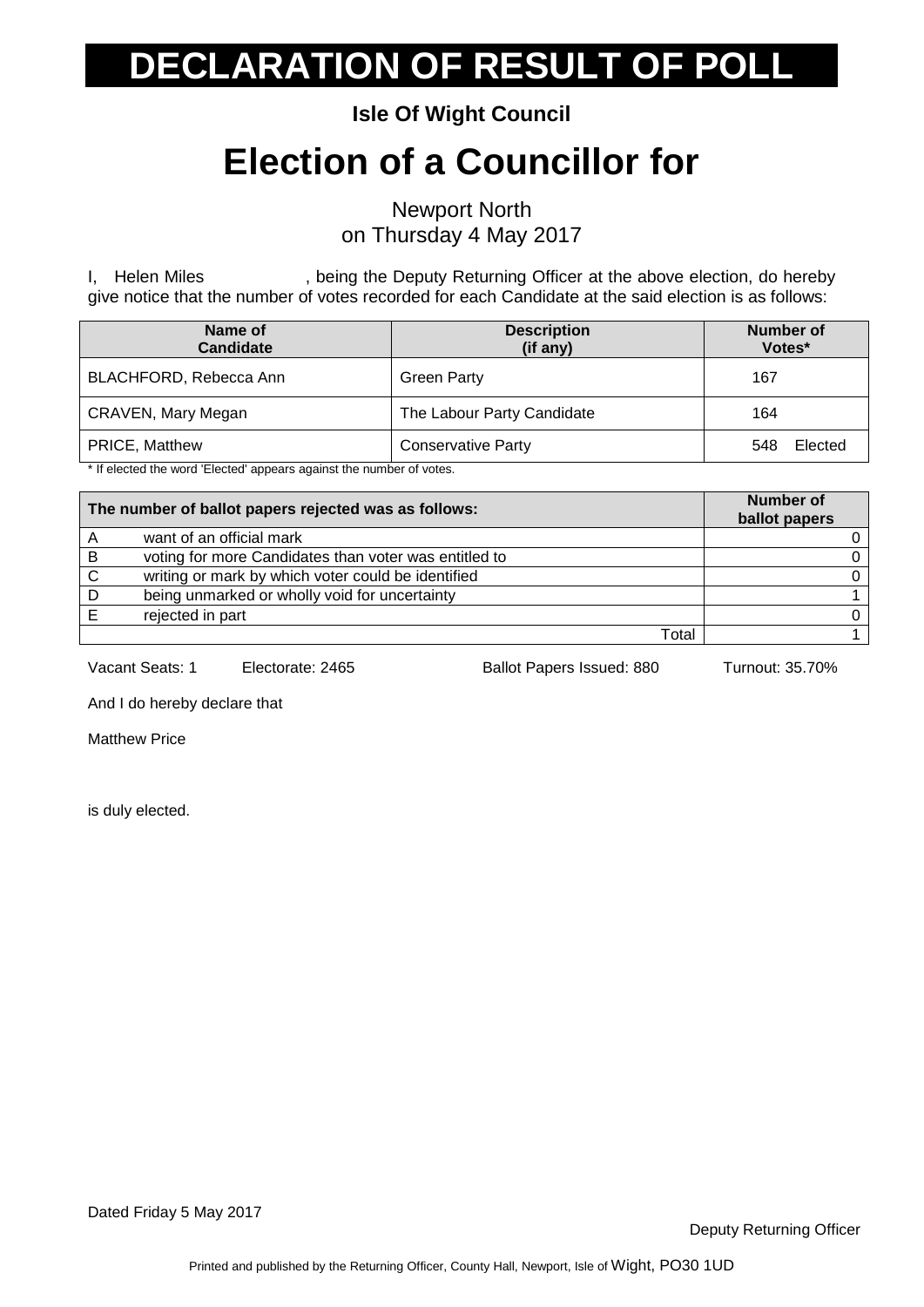# DECLARATION OF RESULT OF POLL

**Isle Of Wight Council**

# Election of a Councillor for

Newport North
on Thursday 4 May 2017

I, Helen Miles , being the Deputy Returning Officer at the above election, do hereby give notice that the number of votes recorded for each Candidate at the said election is as follows:

| Name of Candidate | Description (if any) | Number of Votes* |
|---|---|---|
| BLACHFORD, Rebecca Ann | Green Party | 167 |
| CRAVEN, Mary Megan | The Labour Party Candidate | 164 |
| PRICE, Matthew | Conservative Party | 548 Elected |

\* If elected the word 'Elected' appears against the number of votes.

| The number of ballot papers rejected was as follows: | | Number of ballot papers |
|---|---|---|
| A | want of an official mark | 0 |
| B | voting for more Candidates than voter was entitled to | 0 |
| C | writing or mark by which voter could be identified | 0 |
| D | being unmarked or wholly void for uncertainty | 1 |
| E | rejected in part | 0 |
| | Total | 1 |

Vacant Seats: 1 Electorate: 2465 Ballot Papers Issued: 880 Turnout: 35.70%

And I do hereby declare that

Matthew Price

is duly elected.

Dated Friday 5 May 2017

Deputy Returning Officer

Printed and published by the Returning Officer, County Hall, Newport, Isle of Wight, PO30 1UD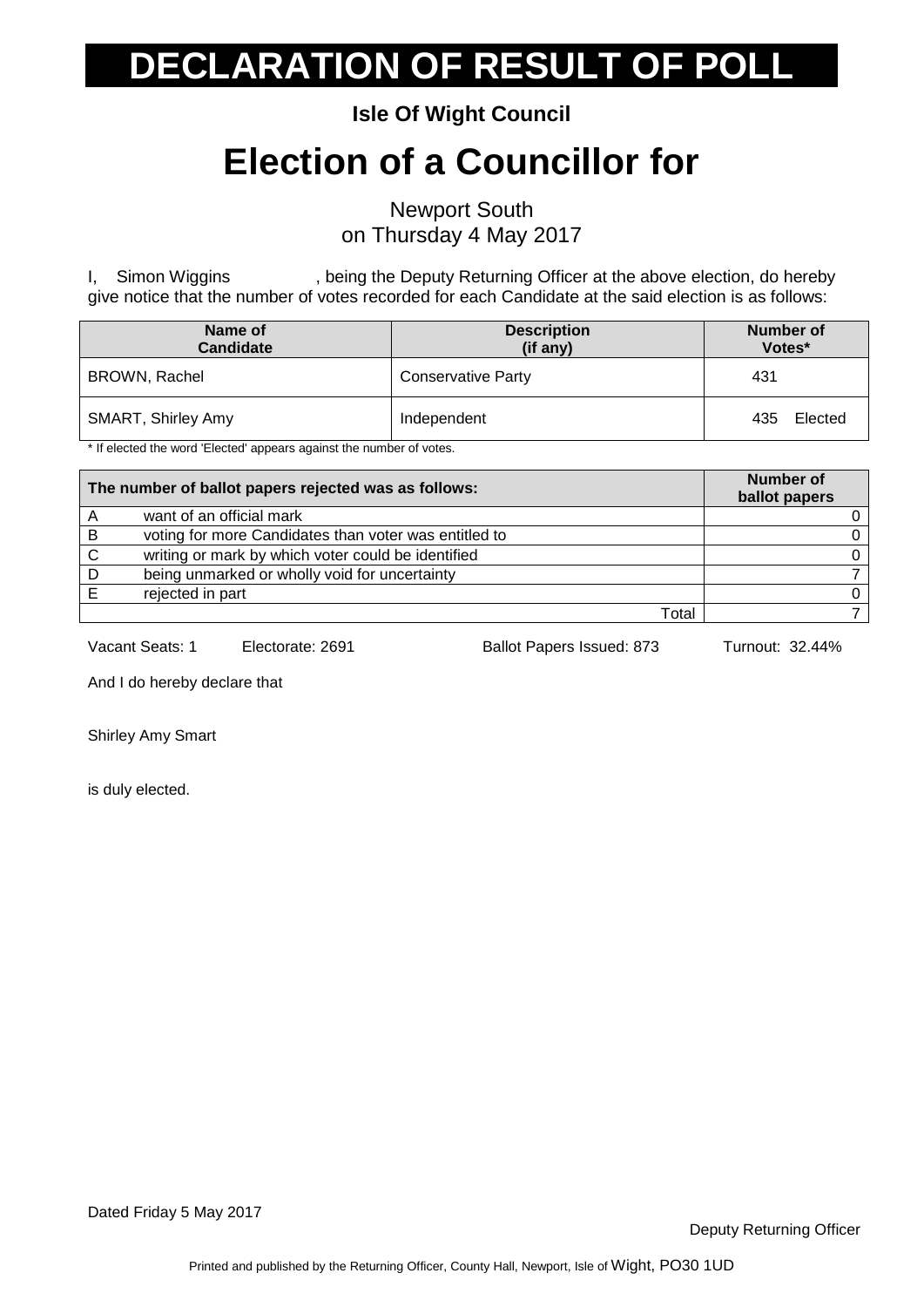# DECLARATION OF RESULT OF POLL

**Isle Of Wight Council**

# Election of a Councillor for

Newport South
on Thursday 4 May 2017

I, Simon Wiggins , being the Deputy Returning Officer at the above election, do hereby give notice that the number of votes recorded for each Candidate at the said election is as follows:

| Name of Candidate | Description (if any) | Number of Votes* |
|---|---|---|
| BROWN, Rachel | Conservative Party | 431 |
| SMART, Shirley Amy | Independent | 435 Elected |

* If elected the word 'Elected' appears against the number of votes.

| The number of ballot papers rejected was as follows: | | Number of ballot papers |
|---|---|---|
| A | want of an official mark | 0 |
| B | voting for more Candidates than voter was entitled to | 0 |
| C | writing or mark by which voter could be identified | 0 |
| D | being unmarked or wholly void for uncertainty | 7 |
| E | rejected in part | 0 |
| | Total | 7 |

Vacant Seats: 1 Electorate: 2691 Ballot Papers Issued: 873 Turnout: 32.44%

And I do hereby declare that

Shirley Amy Smart

is duly elected.

Dated Friday 5 May 2017

Deputy Returning Officer

Printed and published by the Returning Officer, County Hall, Newport, Isle of Wight, PO30 1UD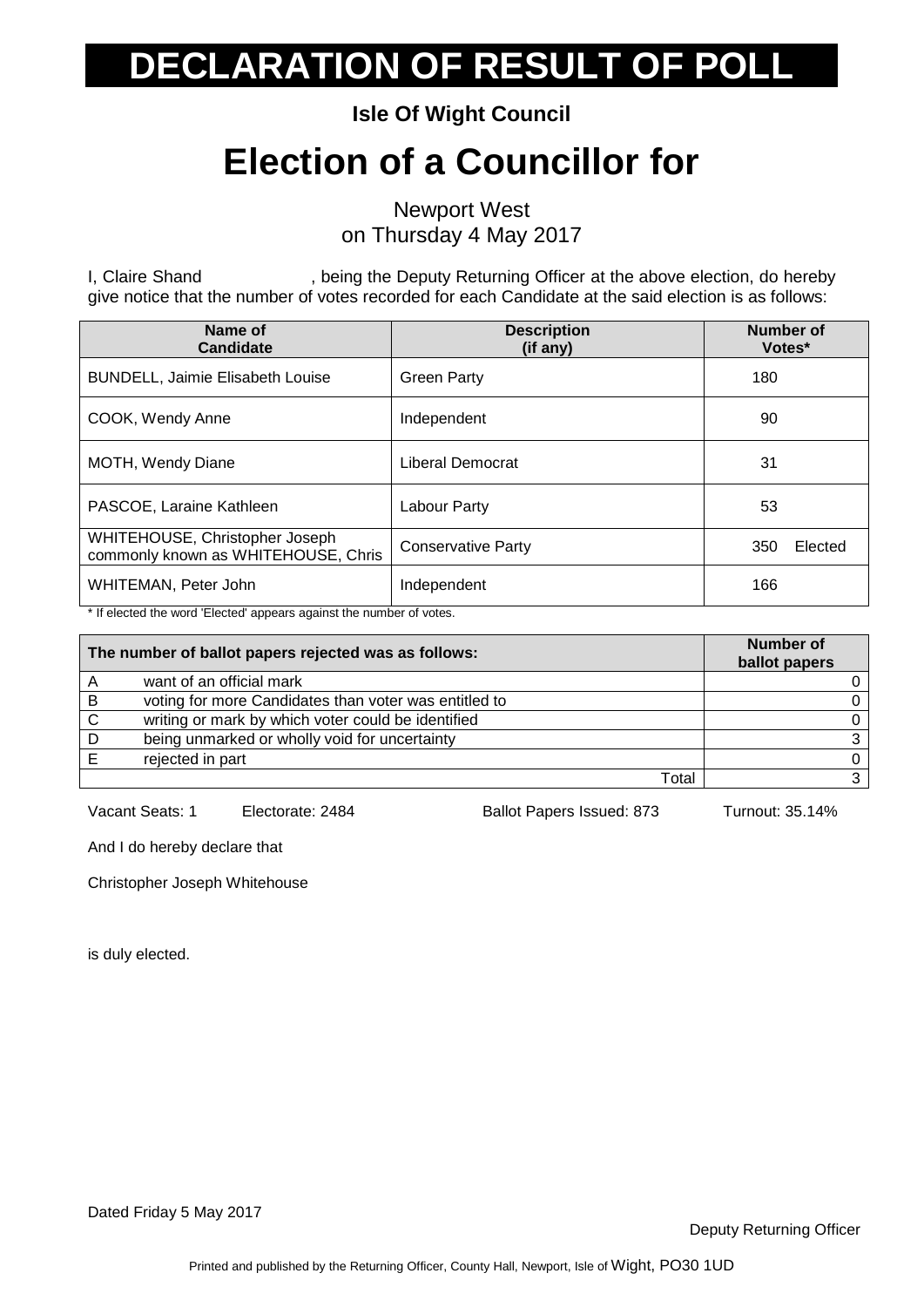# DECLARATION OF RESULT OF POLL

**Isle Of Wight Council**

# Election of a Councillor for

Newport West
on Thursday 4 May 2017

I, Claire Shand , being the Deputy Returning Officer at the above election, do hereby give notice that the number of votes recorded for each Candidate at the said election is as follows:

| Name of Candidate | Description (if any) | Number of Votes* |
|---|---|---|
| BUNDELL, Jaimie Elisabeth Louise | Green Party | 180 |
| COOK, Wendy Anne | Independent | 90 |
| MOTH, Wendy Diane | Liberal Democrat | 31 |
| PASCOE, Laraine Kathleen | Labour Party | 53 |
| WHITEHOUSE, Christopher Joseph commonly known as WHITEHOUSE, Chris | Conservative Party | 350 Elected |
| WHITEMAN, Peter John | Independent | 166 |

* If elected the word 'Elected' appears against the number of votes.

| The number of ballot papers rejected was as follows: | | Number of ballot papers |
|---|---|---|
| A | want of an official mark | 0 |
| B | voting for more Candidates than voter was entitled to | 0 |
| C | writing or mark by which voter could be identified | 0 |
| D | being unmarked or wholly void for uncertainty | 3 |
| E | rejected in part | 0 |
| | Total | 3 |

Vacant Seats: 1 Electorate: 2484 Ballot Papers Issued: 873 Turnout: 35.14%

And I do hereby declare that

Christopher Joseph Whitehouse

is duly elected.

Dated Friday 5 May 2017

Deputy Returning Officer

Printed and published by the Returning Officer, County Hall, Newport, Isle of Wight, PO30 1UD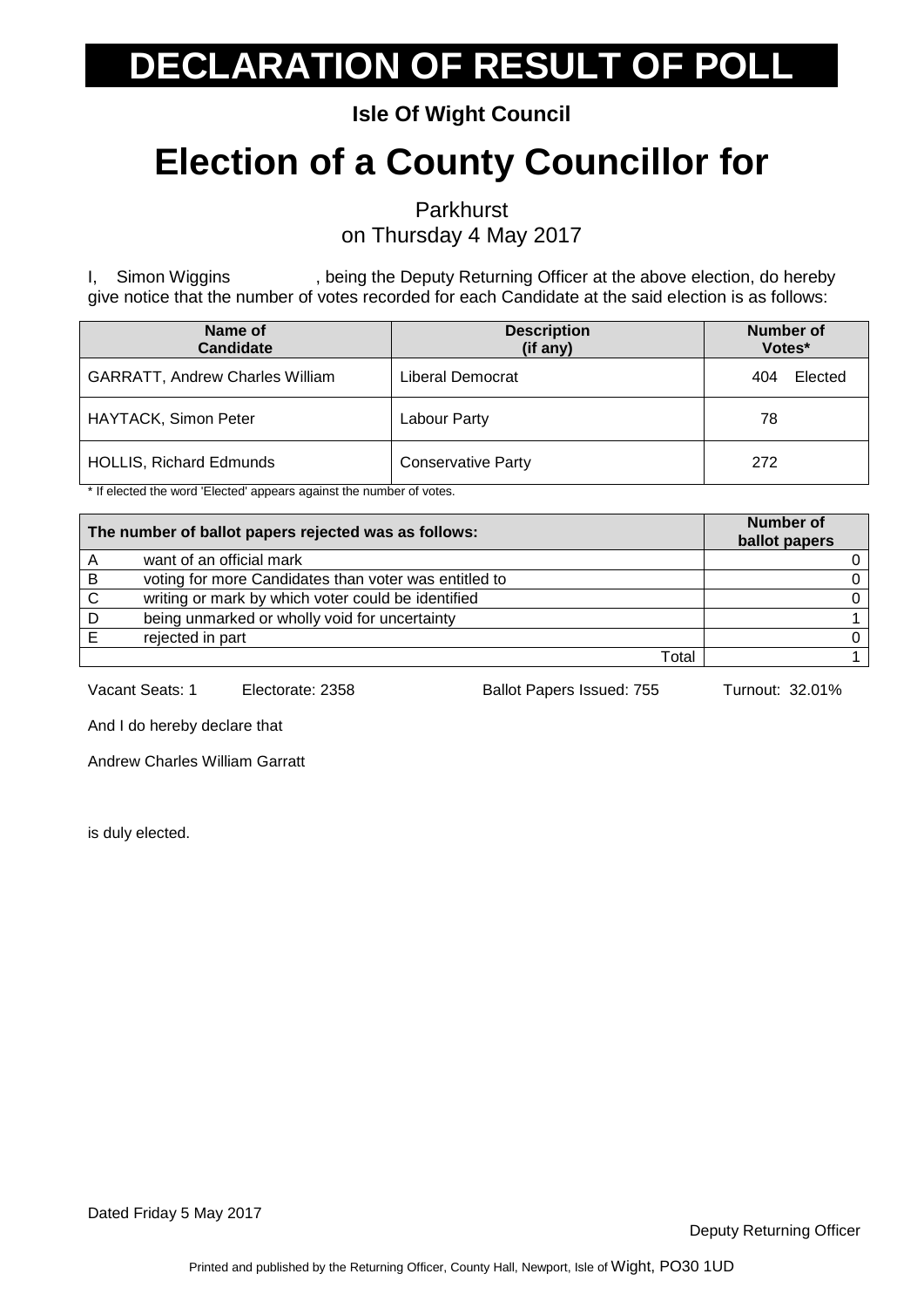# DECLARATION OF RESULT OF POLL

**Isle Of Wight Council**

# Election of a County Councillor for

Parkhurst
on Thursday 4 May 2017

I, Simon Wiggins, being the Deputy Returning Officer at the above election, do hereby give notice that the number of votes recorded for each Candidate at the said election is as follows:

| Name of Candidate | Description (if any) | Number of Votes* |
|---|---|---|
| GARRATT, Andrew Charles William | Liberal Democrat | 404 Elected |
| HAYTACK, Simon Peter | Labour Party | 78 |
| HOLLIS, Richard Edmunds | Conservative Party | 272 |

\* If elected the word 'Elected' appears against the number of votes.

| | The number of ballot papers rejected was as follows: | Number of ballot papers |
|---|---|---|
| A | want of an official mark | 0 |
| B | voting for more Candidates than voter was entitled to | 0 |
| C | writing or mark by which voter could be identified | 0 |
| D | being unmarked or wholly void for uncertainty | 1 |
| E | rejected in part | 0 |
| | Total | 1 |

Vacant Seats: 1 Electorate: 2358 Ballot Papers Issued: 755 Turnout: 32.01%

And I do hereby declare that

Andrew Charles William Garratt

is duly elected.

Dated Friday 5 May 2017

Deputy Returning Officer

Printed and published by the Returning Officer, County Hall, Newport, Isle of Wight, PO30 1UD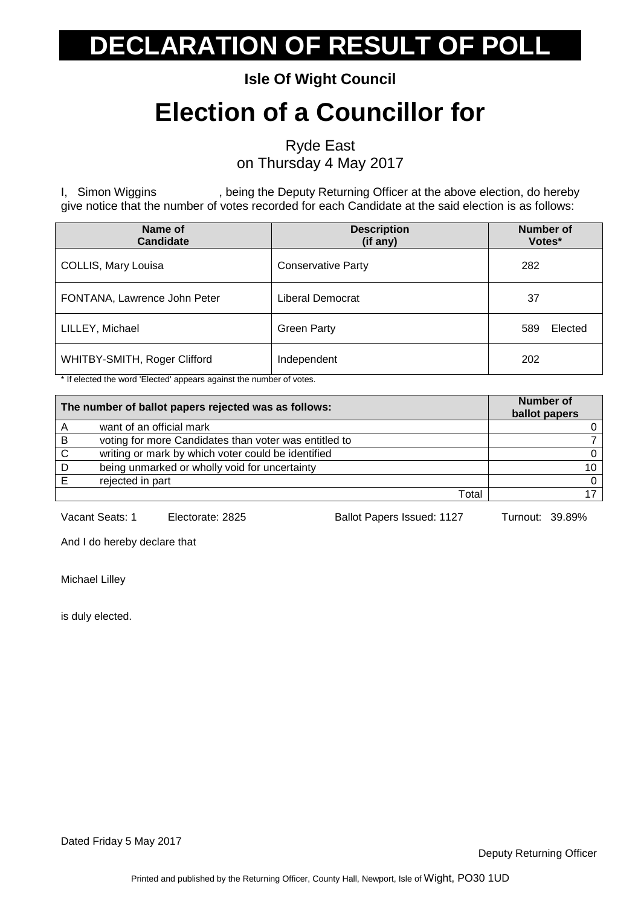# DECLARATION OF RESULT OF POLL

**Isle Of Wight Council**

# Election of a Councillor for

Ryde East
on Thursday 4 May 2017

I, Simon Wiggins, being the Deputy Returning Officer at the above election, do hereby give notice that the number of votes recorded for each Candidate at the said election is as follows:

| Name of Candidate | Description (if any) | Number of Votes* |
|---|---|---|
| COLLIS, Mary Louisa | Conservative Party | 282 |
| FONTANA, Lawrence John Peter | Liberal Democrat | 37 |
| LILLEY, Michael | Green Party | 589 Elected |
| WHITBY-SMITH, Roger Clifford | Independent | 202 |

* If elected the word 'Elected' appears against the number of votes.

| The number of ballot papers rejected was as follows: | | Number of ballot papers |
|---|---|---|
| A | want of an official mark | 0 |
| B | voting for more Candidates than voter was entitled to | 7 |
| C | writing or mark by which voter could be identified | 0 |
| D | being unmarked or wholly void for uncertainty | 10 |
| E | rejected in part | 0 |
| | Total | 17 |

Vacant Seats: 1 Electorate: 2825 Ballot Papers Issued: 1127 Turnout: 39.89%

And I do hereby declare that

Michael Lilley

is duly elected.

Dated Friday 5 May 2017

Deputy Returning Officer

Printed and published by the Returning Officer, County Hall, Newport, Isle of Wight, PO30 1UD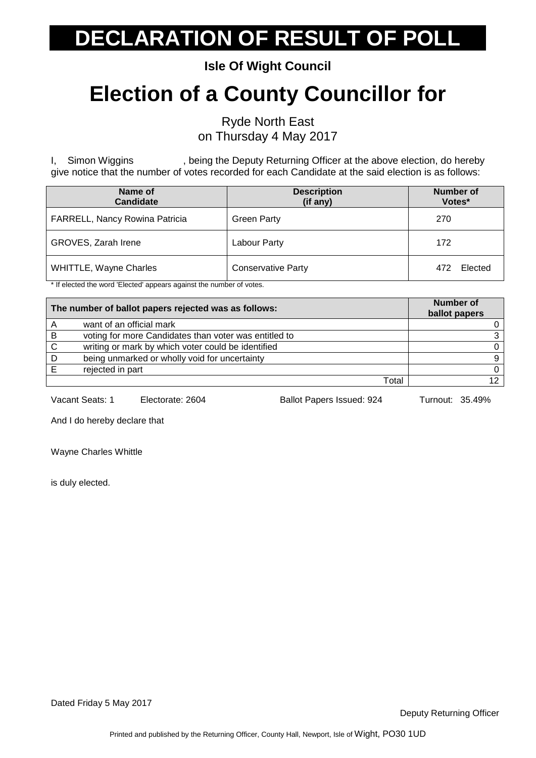# DECLARATION OF RESULT OF POLL

**Isle Of Wight Council**

# Election of a County Councillor for

Ryde North East
on Thursday 4 May 2017

I, Simon Wiggins , being the Deputy Returning Officer at the above election, do hereby give notice that the number of votes recorded for each Candidate at the said election is as follows:

| Name of Candidate | Description (if any) | Number of Votes* |
|---|---|---|
| FARRELL, Nancy Rowina Patricia | Green Party | 270 |
| GROVES, Zarah Irene | Labour Party | 172 |
| WHITTLE, Wayne Charles | Conservative Party | 472 Elected |

\* If elected the word 'Elected' appears against the number of votes.

| The number of ballot papers rejected was as follows: | | Number of ballot papers |
|---|---|---|
| A | want of an official mark | 0 |
| B | voting for more Candidates than voter was entitled to | 3 |
| C | writing or mark by which voter could be identified | 0 |
| D | being unmarked or wholly void for uncertainty | 9 |
| E | rejected in part | 0 |
| | Total | 12 |

Vacant Seats: 1 Electorate: 2604 Ballot Papers Issued: 924 Turnout: 35.49%

And I do hereby declare that

Wayne Charles Whittle

is duly elected.

Dated Friday 5 May 2017

Deputy Returning Officer

Printed and published by the Returning Officer, County Hall, Newport, Isle of Wight, PO30 1UD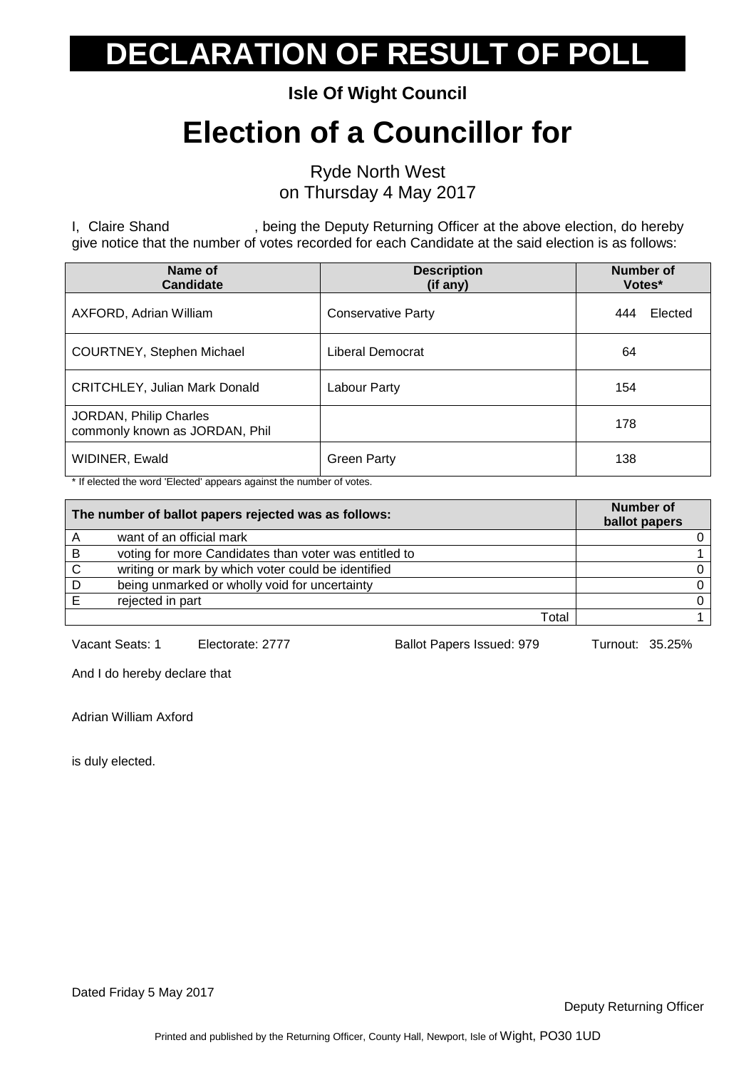# DECLARATION OF RESULT OF POLL

**Isle Of Wight Council**

# Election of a Councillor for

Ryde North West
on Thursday 4 May 2017

I, Claire Shand , being the Deputy Returning Officer at the above election, do hereby give notice that the number of votes recorded for each Candidate at the said election is as follows:

| Name of Candidate | Description (if any) | Number of Votes* |
|---|---|---|
| AXFORD, Adrian William | Conservative Party | 444 Elected |
| COURTNEY, Stephen Michael | Liberal Democrat | 64 |
| CRITCHLEY, Julian Mark Donald | Labour Party | 154 |
| JORDAN, Philip Charles commonly known as JORDAN, Phil | | 178 |
| WIDINER, Ewald | Green Party | 138 |

* If elected the word 'Elected' appears against the number of votes.

| | The number of ballot papers rejected was as follows: | Number of ballot papers |
|---|---|---|
| A | want of an official mark | 0 |
| B | voting for more Candidates than voter was entitled to | 1 |
| C | writing or mark by which voter could be identified | 0 |
| D | being unmarked or wholly void for uncertainty | 0 |
| E | rejected in part | 0 |
| | Total | 1 |

Vacant Seats: 1 Electorate: 2777 Ballot Papers Issued: 979 Turnout: 35.25%

And I do hereby declare that

Adrian William Axford

is duly elected.

Dated Friday 5 May 2017

Deputy Returning Officer

Printed and published by the Returning Officer, County Hall, Newport, Isle of Wight, PO30 1UD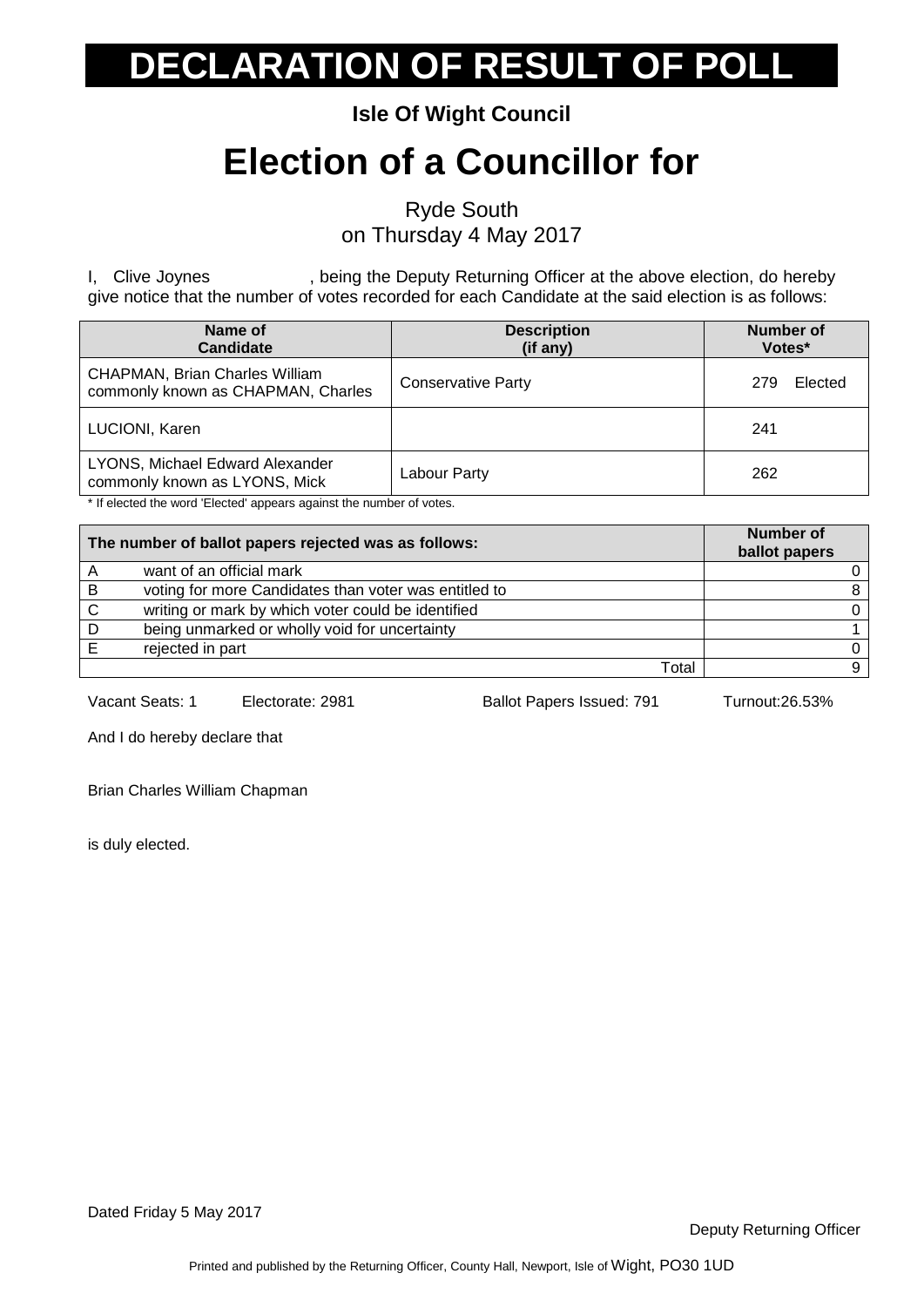# DECLARATION OF RESULT OF POLL

**Isle Of Wight Council**

# Election of a Councillor for

Ryde South
on Thursday 4 May 2017

I, Clive Joynes , being the Deputy Returning Officer at the above election, do hereby give notice that the number of votes recorded for each Candidate at the said election is as follows:

| Name of Candidate | Description (if any) | Number of Votes* |
|---|---|---|
| CHAPMAN, Brian Charles William commonly known as CHAPMAN, Charles | Conservative Party | 279 Elected |
| LUCIONI, Karen | | 241 |
| LYONS, Michael Edward Alexander commonly known as LYONS, Mick | Labour Party | 262 |

* If elected the word 'Elected' appears against the number of votes.

| | The number of ballot papers rejected was as follows: | Number of ballot papers |
|---|---|---|
| A | want of an official mark | 0 |
| B | voting for more Candidates than voter was entitled to | 8 |
| C | writing or mark by which voter could be identified | 0 |
| D | being unmarked or wholly void for uncertainty | 1 |
| E | rejected in part | 0 |
| | Total | 9 |

Vacant Seats: 1 Electorate: 2981 Ballot Papers Issued: 791 Turnout:26.53%

And I do hereby declare that

Brian Charles William Chapman

is duly elected.

Dated Friday 5 May 2017

Deputy Returning Officer

Printed and published by the Returning Officer, County Hall, Newport, Isle of Wight, PO30 1UD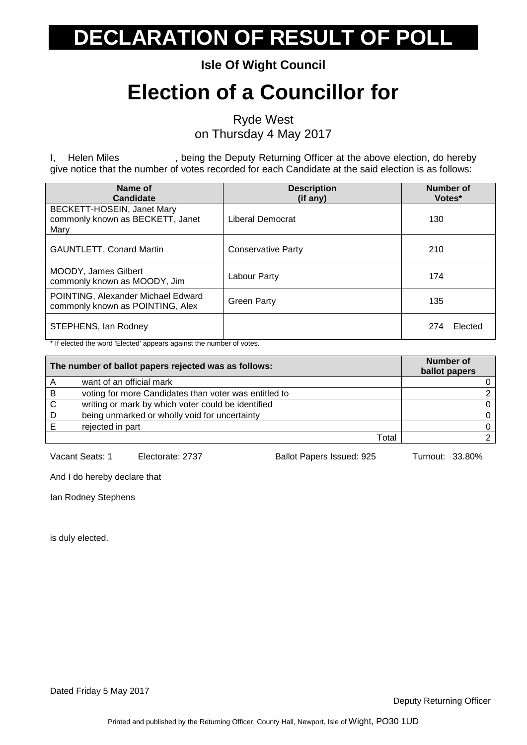# DECLARATION OF RESULT OF POLL

**Isle Of Wight Council**

# Election of a Councillor for

Ryde West
on Thursday 4 May 2017

I, Helen Miles , being the Deputy Returning Officer at the above election, do hereby give notice that the number of votes recorded for each Candidate at the said election is as follows:

| Name of Candidate | Description (if any) | Number of Votes* |
|---|---|---|
| BECKETT-HOSEIN, Janet Mary commonly known as BECKETT, Janet Mary | Liberal Democrat | 130 |
| GAUNTLETT, Conard Martin | Conservative Party | 210 |
| MOODY, James Gilbert commonly known as MOODY, Jim | Labour Party | 174 |
| POINTING, Alexander Michael Edward commonly known as POINTING, Alex | Green Party | 135 |
| STEPHENS, Ian Rodney | | 274 Elected |

\* If elected the word 'Elected' appears against the number of votes.

| | The number of ballot papers rejected was as follows: | Number of ballot papers |
|---|---|---|
| A | want of an official mark | 0 |
| B | voting for more Candidates than voter was entitled to | 2 |
| C | writing or mark by which voter could be identified | 0 |
| D | being unmarked or wholly void for uncertainty | 0 |
| E | rejected in part | 0 |
| | Total | 2 |

Vacant Seats: 1 Electorate: 2737 Ballot Papers Issued: 925 Turnout: 33.80%

And I do hereby declare that

Ian Rodney Stephens

is duly elected.

Dated Friday 5 May 2017

Deputy Returning Officer

Printed and published by the Returning Officer, County Hall, Newport, Isle of Wight, PO30 1UD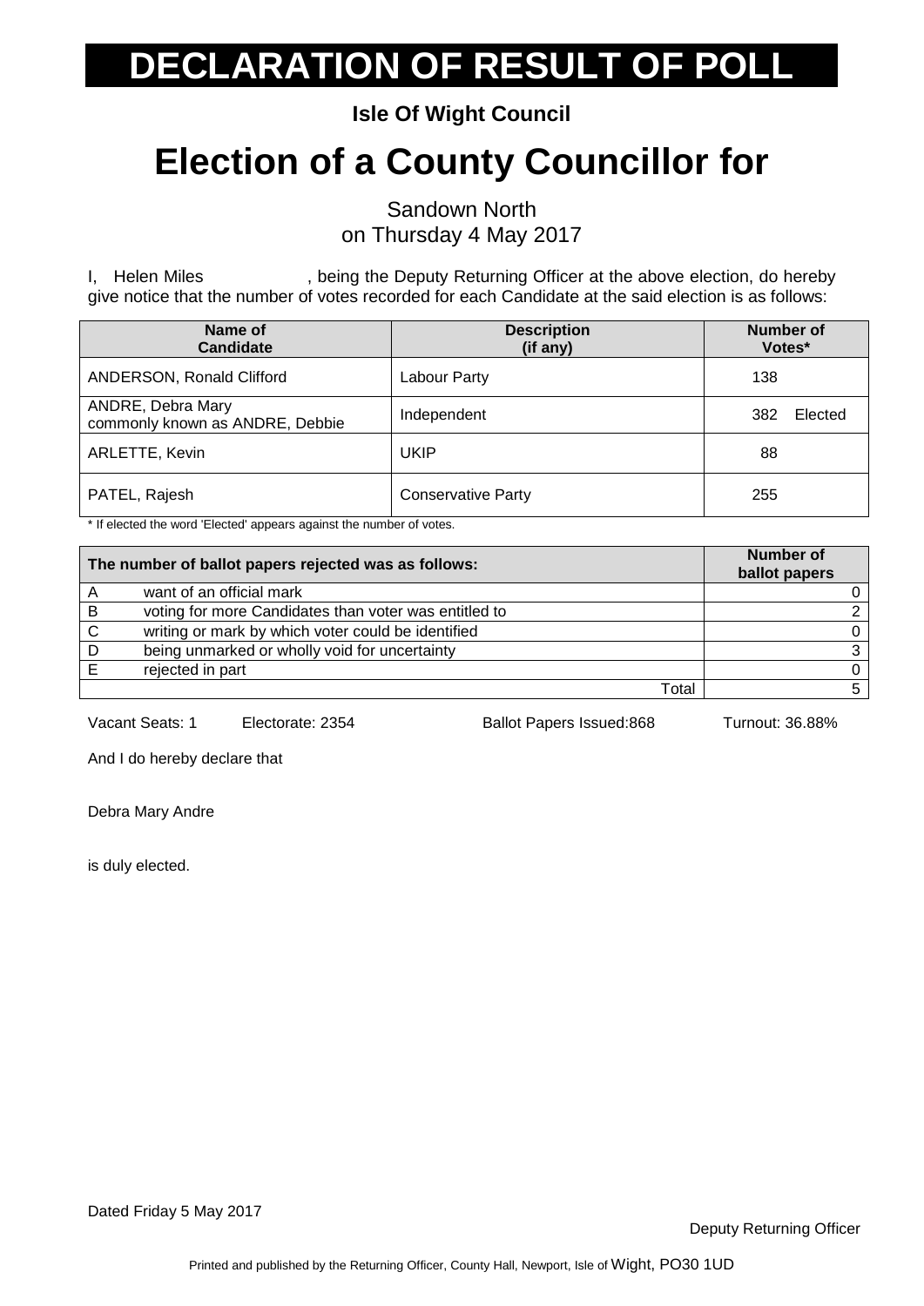# DECLARATION OF RESULT OF POLL

**Isle Of Wight Council**

# Election of a County Councillor for

Sandown North
on Thursday 4 May 2017

I, Helen Miles, being the Deputy Returning Officer at the above election, do hereby give notice that the number of votes recorded for each Candidate at the said election is as follows:

| Name of Candidate | Description (if any) | Number of Votes* |
|---|---|---|
| ANDERSON, Ronald Clifford | Labour Party | 138 |
| ANDRE, Debra Mary commonly known as ANDRE, Debbie | Independent | 382 Elected |
| ARLETTE, Kevin | UKIP | 88 |
| PATEL, Rajesh | Conservative Party | 255 |

\* If elected the word 'Elected' appears against the number of votes.

| The number of ballot papers rejected was as follows: | | Number of ballot papers |
|---|---|---|
| A | want of an official mark | 0 |
| B | voting for more Candidates than voter was entitled to | 2 |
| C | writing or mark by which voter could be identified | 0 |
| D | being unmarked or wholly void for uncertainty | 3 |
| E | rejected in part | 0 |
| | Total | 5 |

Vacant Seats: 1 Electorate: 2354 Ballot Papers Issued:868 Turnout: 36.88%

And I do hereby declare that

Debra Mary Andre

is duly elected.

Dated Friday 5 May 2017

Deputy Returning Officer

Printed and published by the Returning Officer, County Hall, Newport, Isle of Wight, PO30 1UD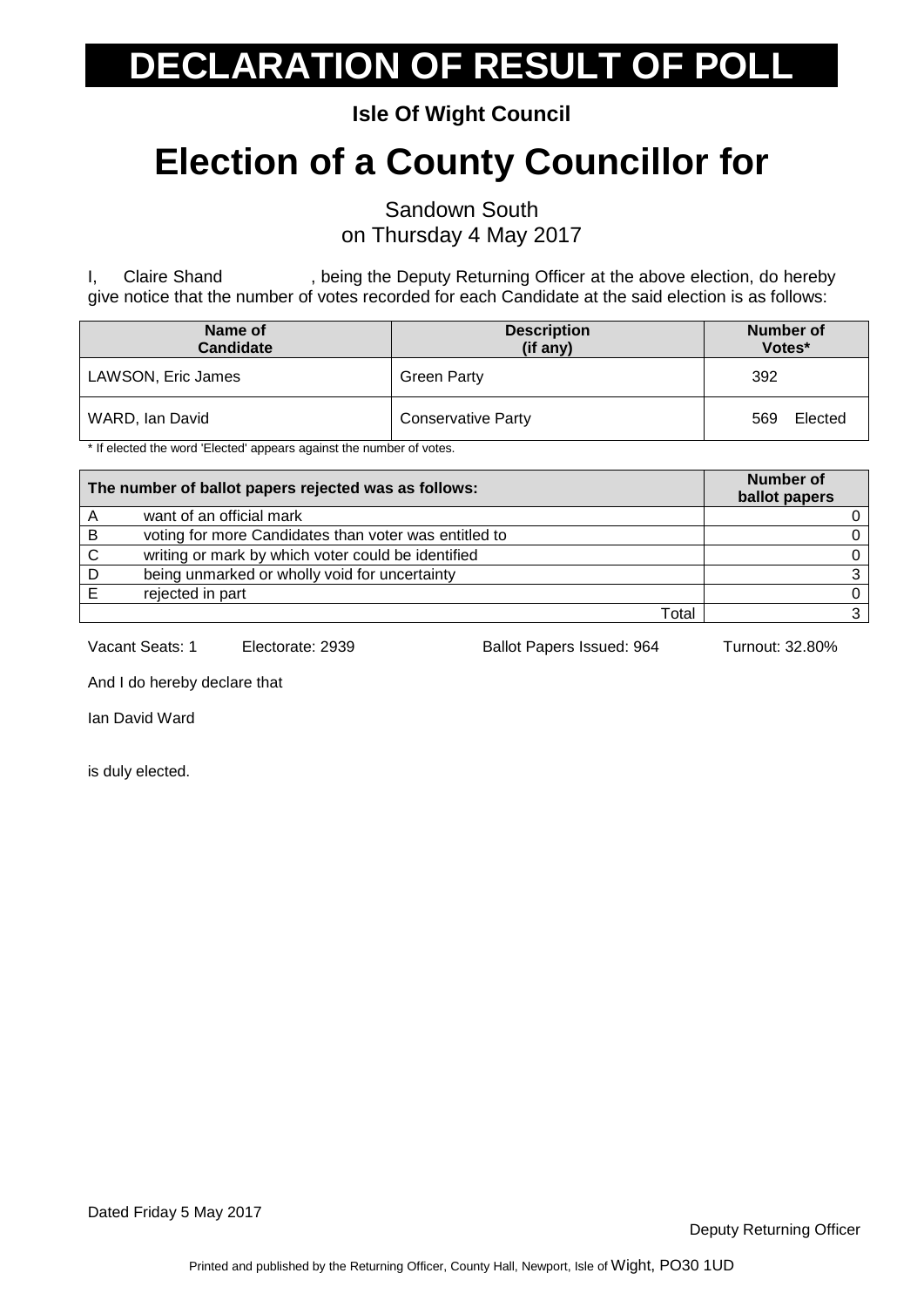# DECLARATION OF RESULT OF POLL

**Isle Of Wight Council**

# Election of a County Councillor for

Sandown South
on Thursday 4 May 2017

I, Claire Shand , being the Deputy Returning Officer at the above election, do hereby give notice that the number of votes recorded for each Candidate at the said election is as follows:

| Name of Candidate | Description (if any) | Number of Votes* |
|---|---|---|
| LAWSON, Eric James | Green Party | 392 |
| WARD, Ian David | Conservative Party | 569 Elected |

* If elected the word 'Elected' appears against the number of votes.

| The number of ballot papers rejected was as follows: | | Number of ballot papers |
|---|---|---|
| A | want of an official mark | 0 |
| B | voting for more Candidates than voter was entitled to | 0 |
| C | writing or mark by which voter could be identified | 0 |
| D | being unmarked or wholly void for uncertainty | 3 |
| E | rejected in part | 0 |
| | Total | 3 |

Vacant Seats: 1 Electorate: 2939 Ballot Papers Issued: 964 Turnout: 32.80%

And I do hereby declare that

Ian David Ward

is duly elected.

Dated Friday 5 May 2017

Deputy Returning Officer

Printed and published by the Returning Officer, County Hall, Newport, Isle of Wight, PO30 1UD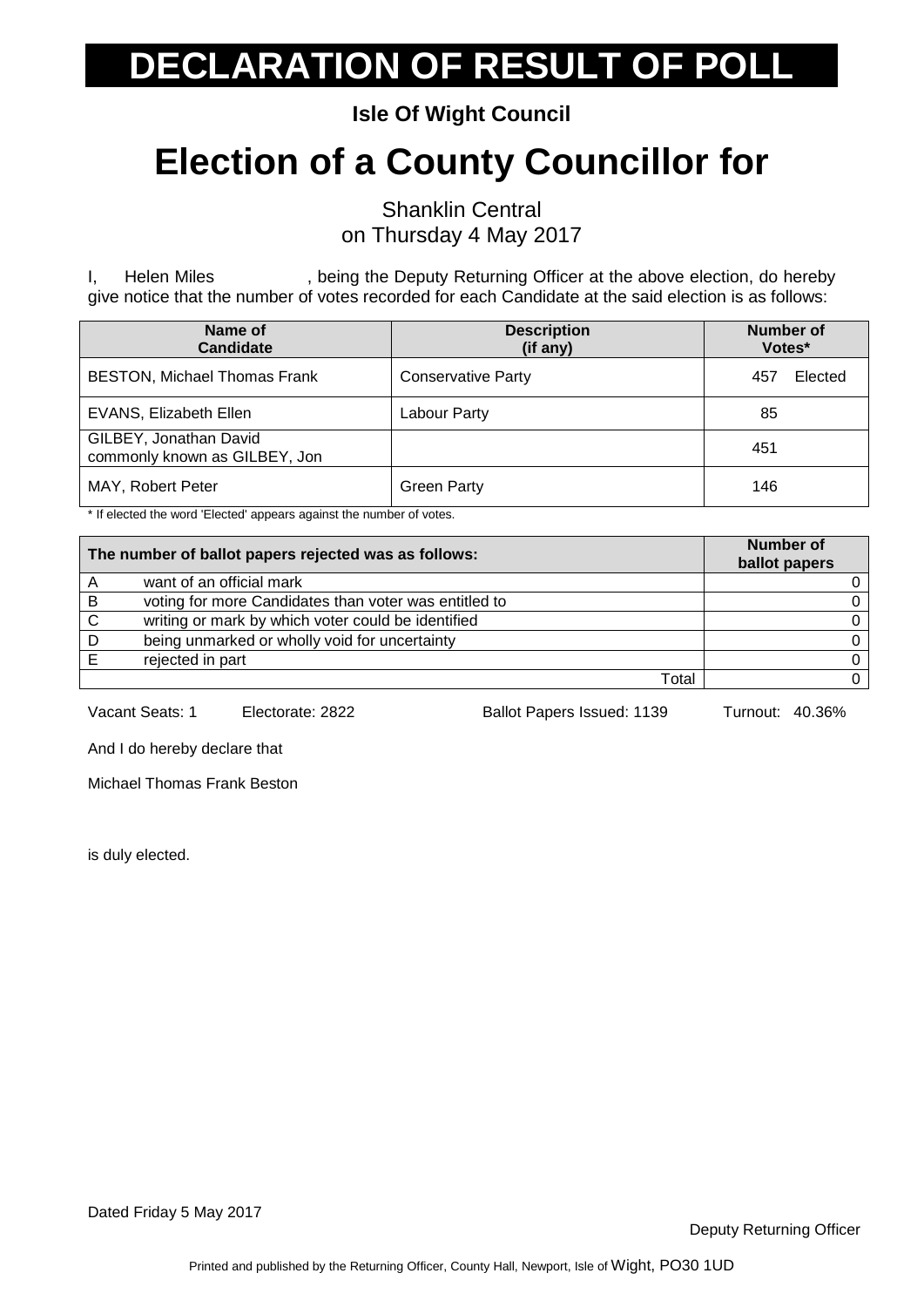# DECLARATION OF RESULT OF POLL

**Isle Of Wight Council**

# Election of a County Councillor for

Shanklin Central
on Thursday 4 May 2017

I, Helen Miles , being the Deputy Returning Officer at the above election, do hereby give notice that the number of votes recorded for each Candidate at the said election is as follows:

| Name of Candidate | Description (if any) | Number of Votes* |
|---|---|---|
| BESTON, Michael Thomas Frank | Conservative Party | 457 Elected |
| EVANS, Elizabeth Ellen | Labour Party | 85 |
| GILBEY, Jonathan David commonly known as GILBEY, Jon | | 451 |
| MAY, Robert Peter | Green Party | 146 |

* If elected the word 'Elected' appears against the number of votes.

| The number of ballot papers rejected was as follows: | | Number of ballot papers |
|---|---|---|
| A | want of an official mark | 0 |
| B | voting for more Candidates than voter was entitled to | 0 |
| C | writing or mark by which voter could be identified | 0 |
| D | being unmarked or wholly void for uncertainty | 0 |
| E | rejected in part | 0 |
| | Total | 0 |

Vacant Seats: 1 Electorate: 2822 Ballot Papers Issued: 1139 Turnout: 40.36%

And I do hereby declare that

Michael Thomas Frank Beston

is duly elected.

Dated Friday 5 May 2017

Deputy Returning Officer

Printed and published by the Returning Officer, County Hall, Newport, Isle of Wight, PO30 1UD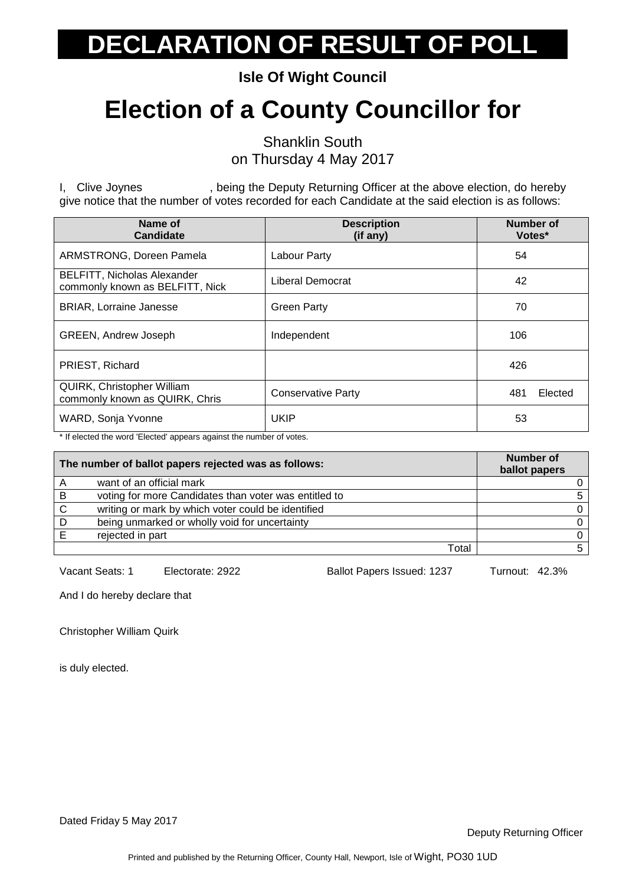# DECLARATION OF RESULT OF POLL

**Isle Of Wight Council**

# Election of a County Councillor for

Shanklin South
on Thursday 4 May 2017

I, Clive Joynes , being the Deputy Returning Officer at the above election, do hereby give notice that the number of votes recorded for each Candidate at the said election is as follows:

| Name of Candidate | Description (if any) | Number of Votes* |
|---|---|---|
| ARMSTRONG, Doreen Pamela | Labour Party | 54 |
| BELFITT, Nicholas Alexander commonly known as BELFITT, Nick | Liberal Democrat | 42 |
| BRIAR, Lorraine Janesse | Green Party | 70 |
| GREEN, Andrew Joseph | Independent | 106 |
| PRIEST, Richard | | 426 |
| QUIRK, Christopher William commonly known as QUIRK, Chris | Conservative Party | 481 Elected |
| WARD, Sonja Yvonne | UKIP | 53 |

* If elected the word 'Elected' appears against the number of votes.

| | The number of ballot papers rejected was as follows: | Number of ballot papers |
|---|---|---|
| A | want of an official mark | 0 |
| B | voting for more Candidates than voter was entitled to | 5 |
| C | writing or mark by which voter could be identified | 0 |
| D | being unmarked or wholly void for uncertainty | 0 |
| E | rejected in part | 0 |
| | Total | 5 |

Vacant Seats: 1 Electorate: 2922 Ballot Papers Issued: 1237 Turnout: 42.3%

And I do hereby declare that

Christopher William Quirk

is duly elected.

Dated Friday 5 May 2017

Deputy Returning Officer

Printed and published by the Returning Officer, County Hall, Newport, Isle of Wight, PO30 1UD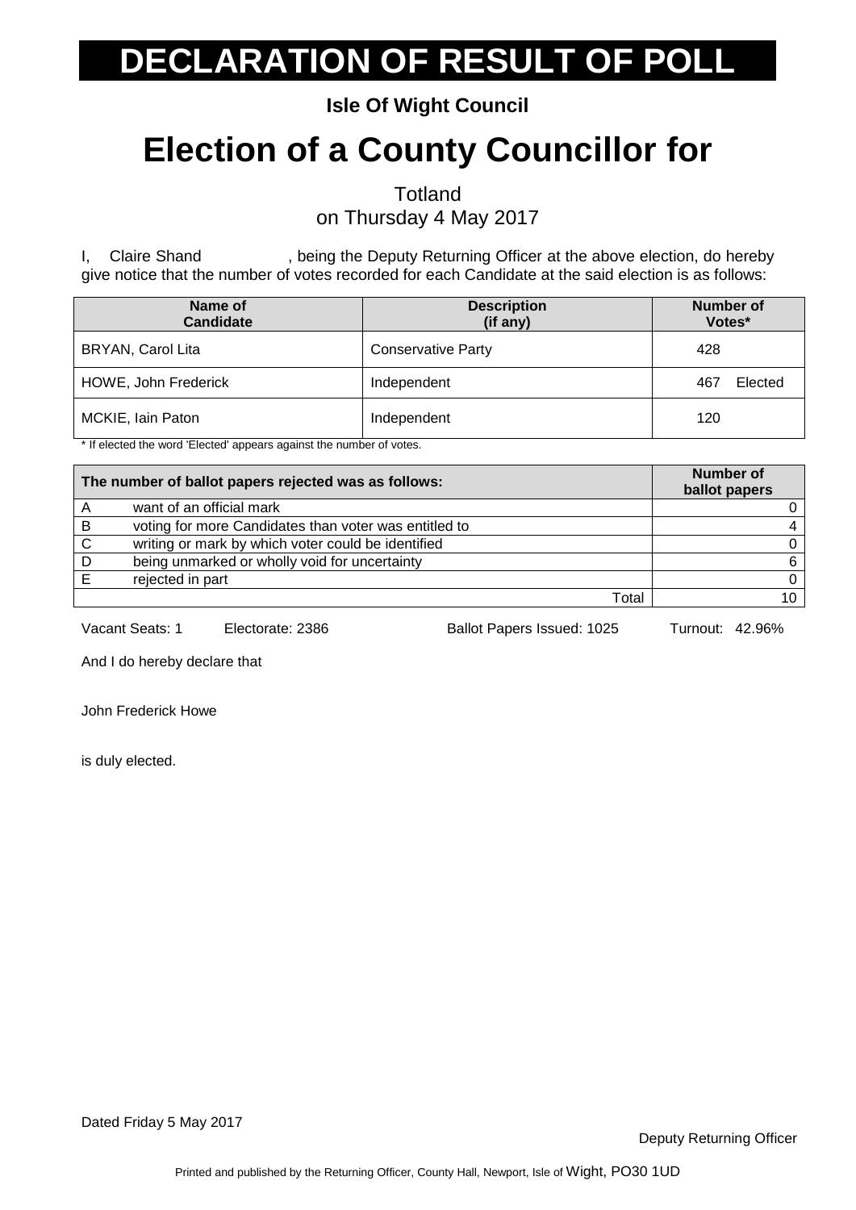# DECLARATION OF RESULT OF POLL

**Isle Of Wight Council**

# Election of a County Councillor for

Totland
on Thursday 4 May 2017

I, Claire Shand , being the Deputy Returning Officer at the above election, do hereby give notice that the number of votes recorded for each Candidate at the said election is as follows:

| Name of Candidate | Description (if any) | Number of Votes* |
|---|---|---|
| BRYAN, Carol Lita | Conservative Party | 428 |
| HOWE, John Frederick | Independent | 467 Elected |
| MCKIE, Iain Paton | Independent | 120 |

* If elected the word 'Elected' appears against the number of votes.

| The number of ballot papers rejected was as follows: | | Number of ballot papers |
|---|---|---|
| A | want of an official mark | 0 |
| B | voting for more Candidates than voter was entitled to | 4 |
| C | writing or mark by which voter could be identified | 0 |
| D | being unmarked or wholly void for uncertainty | 6 |
| E | rejected in part | 0 |
| | Total | 10 |

Vacant Seats: 1 Electorate: 2386 Ballot Papers Issued: 1025 Turnout: 42.96%

And I do hereby declare that

John Frederick Howe

is duly elected.

Dated Friday 5 May 2017

Deputy Returning Officer

Printed and published by the Returning Officer, County Hall, Newport, Isle of Wight, PO30 1UD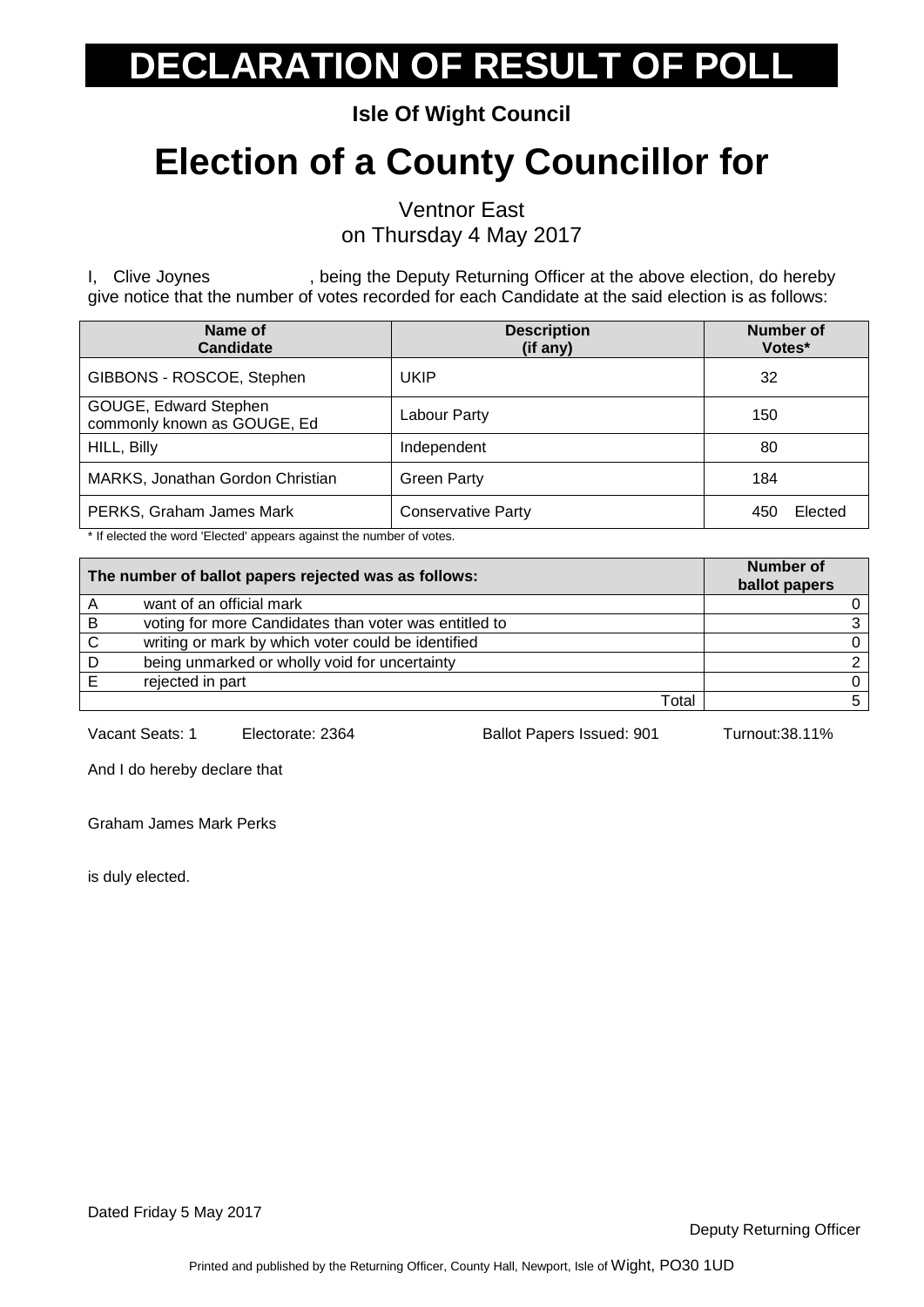# DECLARATION OF RESULT OF POLL

**Isle Of Wight Council**

# Election of a County Councillor for

Ventnor East
on Thursday 4 May 2017

I, Clive Joynes, being the Deputy Returning Officer at the above election, do hereby give notice that the number of votes recorded for each Candidate at the said election is as follows:

| Name of Candidate | Description (if any) | Number of Votes* |
|---|---|---|
| GIBBONS - ROSCOE, Stephen | UKIP | 32 |
| GOUGE, Edward Stephen commonly known as GOUGE, Ed | Labour Party | 150 |
| HILL, Billy | Independent | 80 |
| MARKS, Jonathan Gordon Christian | Green Party | 184 |
| PERKS, Graham James Mark | Conservative Party | 450 Elected |

* If elected the word 'Elected' appears against the number of votes.

| The number of ballot papers rejected was as follows: | | Number of ballot papers |
|---|---|---|
| A | want of an official mark | 0 |
| B | voting for more Candidates than voter was entitled to | 3 |
| C | writing or mark by which voter could be identified | 0 |
| D | being unmarked or wholly void for uncertainty | 2 |
| E | rejected in part | 0 |
| | Total | 5 |

Vacant Seats: 1 Electorate: 2364 Ballot Papers Issued: 901 Turnout:38.11%

And I do hereby declare that

Graham James Mark Perks

is duly elected.

Dated Friday 5 May 2017

Deputy Returning Officer

Printed and published by the Returning Officer, County Hall, Newport, Isle of Wight, PO30 1UD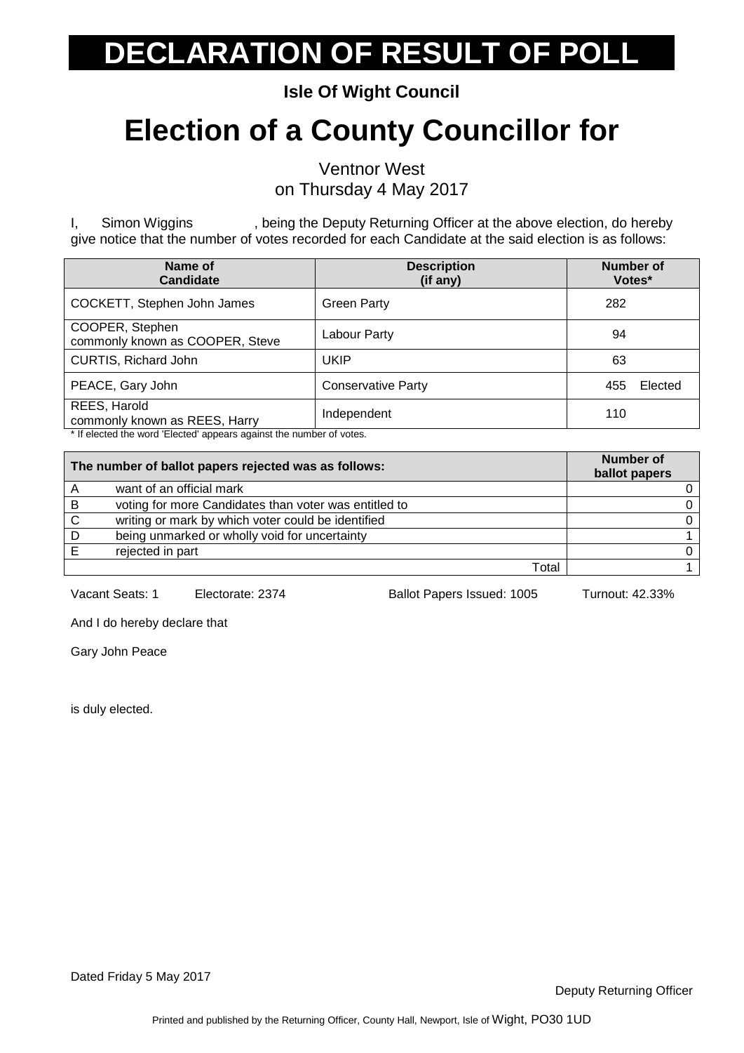# DECLARATION OF RESULT OF POLL

**Isle Of Wight Council**

# Election of a County Councillor for

Ventnor West
on Thursday 4 May 2017

I, Simon Wiggins , being the Deputy Returning Officer at the above election, do hereby give notice that the number of votes recorded for each Candidate at the said election is as follows:

| Name of Candidate | Description (if any) | Number of Votes* |
|---|---|---|
| COCKETT, Stephen John James | Green Party | 282 |
| COOPER, Stephen commonly known as COOPER, Steve | Labour Party | 94 |
| CURTIS, Richard John | UKIP | 63 |
| PEACE, Gary John | Conservative Party | 455 Elected |
| REES, Harold commonly known as REES, Harry | Independent | 110 |

* If elected the word 'Elected' appears against the number of votes.

| The number of ballot papers rejected was as follows: | | Number of ballot papers |
|---|---|---|
| A | want of an official mark | 0 |
| B | voting for more Candidates than voter was entitled to | 0 |
| C | writing or mark by which voter could be identified | 0 |
| D | being unmarked or wholly void for uncertainty | 1 |
| E | rejected in part | 0 |
| | Total | 1 |

Vacant Seats: 1 Electorate: 2374 Ballot Papers Issued: 1005 Turnout: 42.33%

And I do hereby declare that

Gary John Peace

is duly elected.

Dated Friday 5 May 2017

Deputy Returning Officer

Printed and published by the Returning Officer, County Hall, Newport, Isle of Wight, PO30 1UD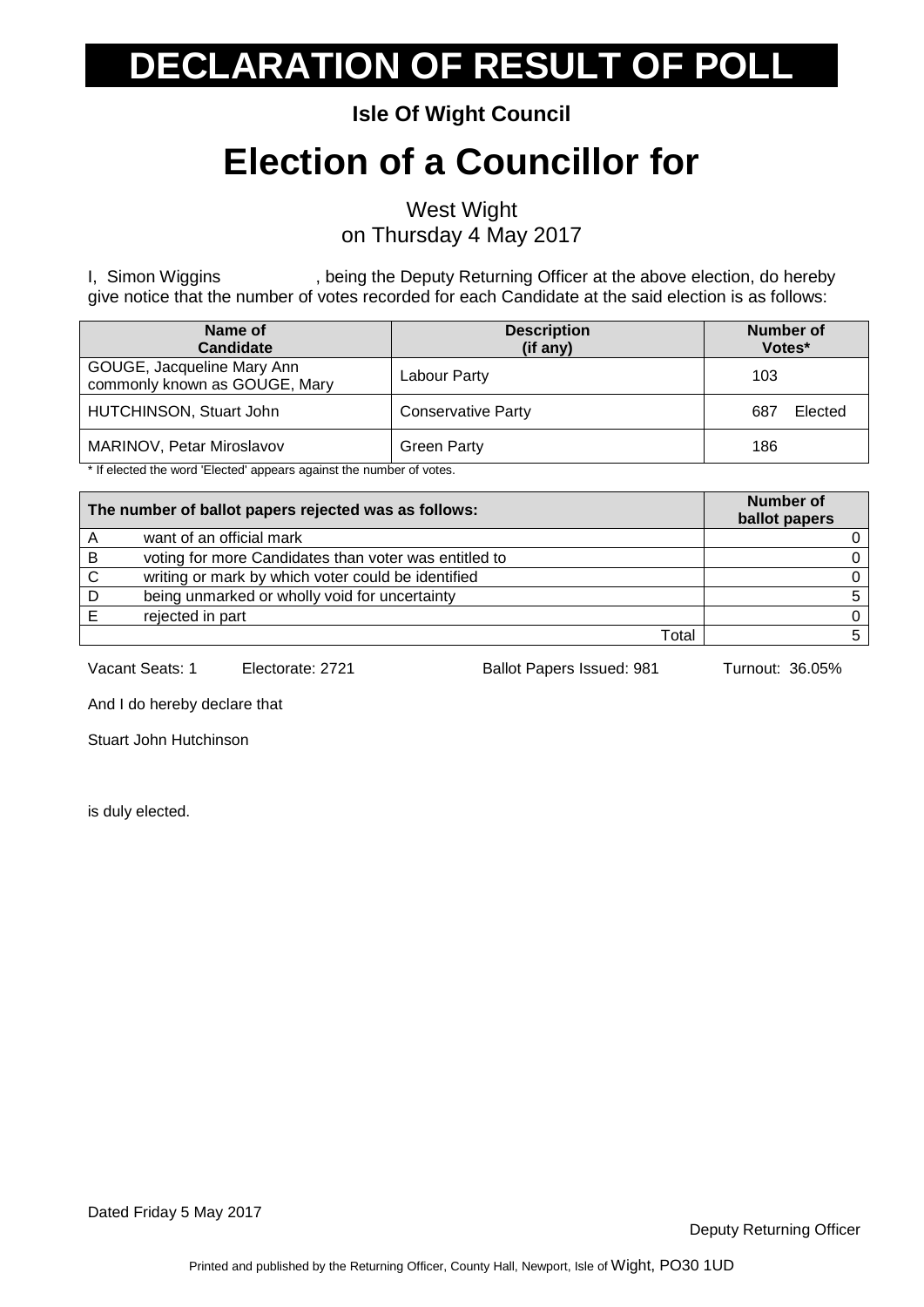# DECLARATION OF RESULT OF POLL

**Isle Of Wight Council**

# Election of a Councillor for

West Wight
on Thursday 4 May 2017

I, Simon Wiggins, being the Deputy Returning Officer at the above election, do hereby give notice that the number of votes recorded for each Candidate at the said election is as follows:

| Name of Candidate | Description (if any) | Number of Votes* |
|---|---|---|
| GOUGE, Jacqueline Mary Ann commonly known as GOUGE, Mary | Labour Party | 103 |
| HUTCHINSON, Stuart John | Conservative Party | 687 Elected |
| MARINOV, Petar Miroslavov | Green Party | 186 |

* If elected the word 'Elected' appears against the number of votes.

| The number of ballot papers rejected was as follows: | | Number of ballot papers |
|---|---|---|
| A | want of an official mark | 0 |
| B | voting for more Candidates than voter was entitled to | 0 |
| C | writing or mark by which voter could be identified | 0 |
| D | being unmarked or wholly void for uncertainty | 5 |
| E | rejected in part | 0 |
| | Total | 5 |

Vacant Seats: 1 Electorate: 2721 Ballot Papers Issued: 981 Turnout: 36.05%

And I do hereby declare that

Stuart John Hutchinson

is duly elected.

Dated Friday 5 May 2017

Deputy Returning Officer

Printed and published by the Returning Officer, County Hall, Newport, Isle of Wight, PO30 1UD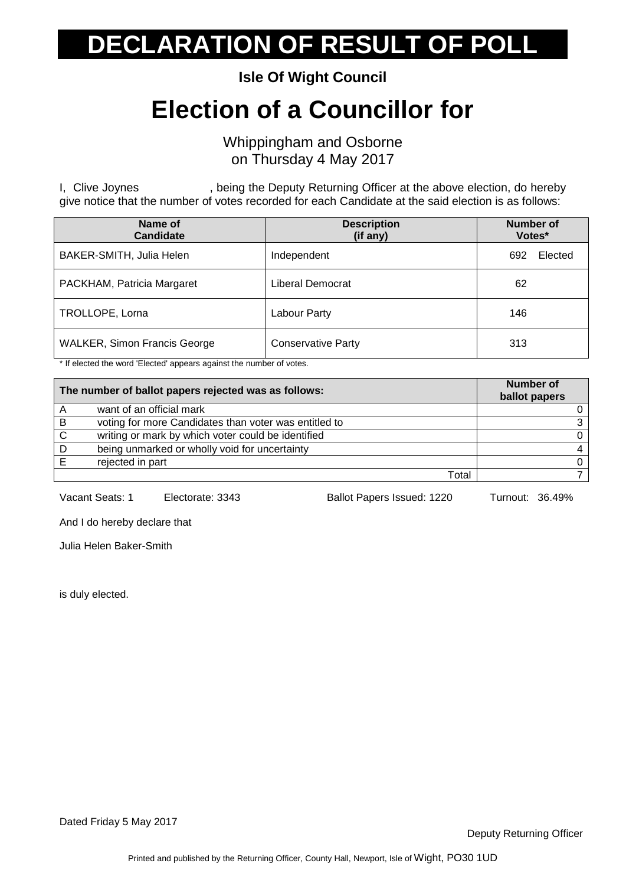# DECLARATION OF RESULT OF POLL

**Isle Of Wight Council**

# Election of a Councillor for

Whippingham and Osborne
on Thursday 4 May 2017

I, Clive Joynes , being the Deputy Returning Officer at the above election, do hereby give notice that the number of votes recorded for each Candidate at the said election is as follows:

| Name of Candidate | Description (if any) | Number of Votes* |
|---|---|---|
| BAKER-SMITH, Julia Helen | Independent | 692 Elected |
| PACKHAM, Patricia Margaret | Liberal Democrat | 62 |
| TROLLOPE, Lorna | Labour Party | 146 |
| WALKER, Simon Francis George | Conservative Party | 313 |

* If elected the word 'Elected' appears against the number of votes.

| The number of ballot papers rejected was as follows: | | Number of ballot papers |
|---|---|---|
| A | want of an official mark | 0 |
| B | voting for more Candidates than voter was entitled to | 3 |
| C | writing or mark by which voter could be identified | 0 |
| D | being unmarked or wholly void for uncertainty | 4 |
| E | rejected in part | 0 |
| | Total | 7 |

Vacant Seats: 1 Electorate: 3343 Ballot Papers Issued: 1220 Turnout: 36.49%

And I do hereby declare that

Julia Helen Baker-Smith

is duly elected.

Dated Friday 5 May 2017

Deputy Returning Officer

Printed and published by the Returning Officer, County Hall, Newport, Isle of Wight, PO30 1UD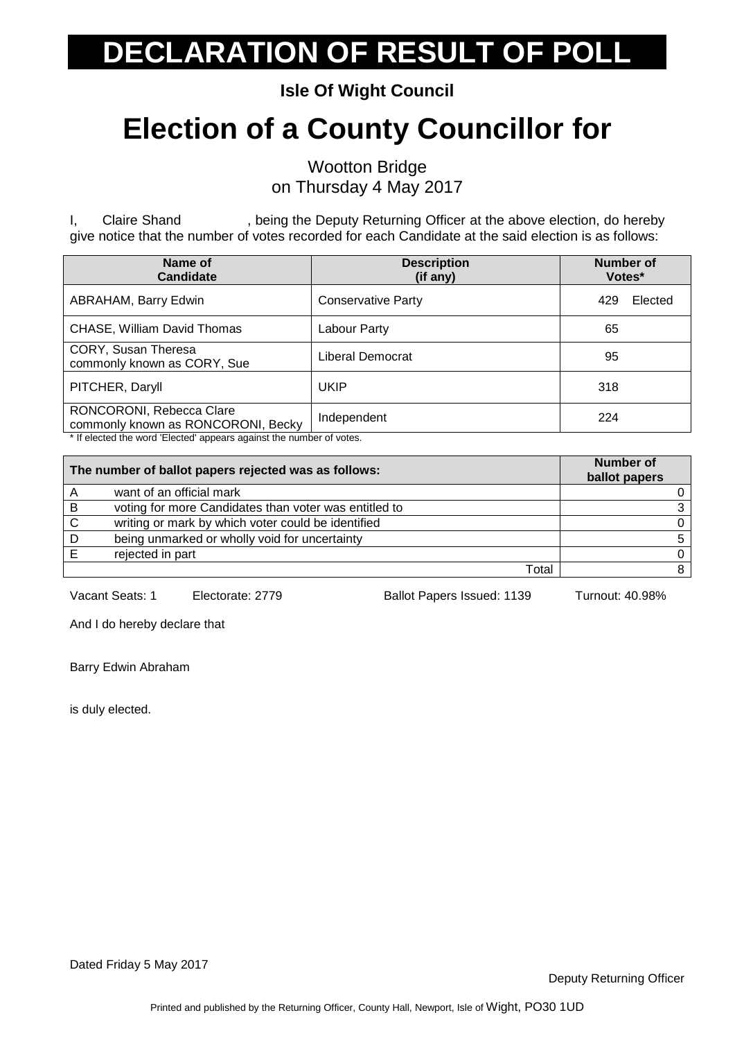# DECLARATION OF RESULT OF POLL

**Isle Of Wight Council**

# Election of a County Councillor for

Wootton Bridge
on Thursday 4 May 2017

I, Claire Shand , being the Deputy Returning Officer at the above election, do hereby give notice that the number of votes recorded for each Candidate at the said election is as follows:

| Name of Candidate | Description (if any) | Number of Votes* |
|---|---|---|
| ABRAHAM, Barry Edwin | Conservative Party | 429 Elected |
| CHASE, William David Thomas | Labour Party | 65 |
| CORY, Susan Theresa commonly known as CORY, Sue | Liberal Democrat | 95 |
| PITCHER, Daryll | UKIP | 318 |
| RONCORONI, Rebecca Clare commonly known as RONCORONI, Becky | Independent | 224 |

\* If elected the word 'Elected' appears against the number of votes.

| The number of ballot papers rejected was as follows: | | Number of ballot papers |
|---|---|---|
| A | want of an official mark | 0 |
| B | voting for more Candidates than voter was entitled to | 3 |
| C | writing or mark by which voter could be identified | 0 |
| D | being unmarked or wholly void for uncertainty | 5 |
| E | rejected in part | 0 |
| | Total | 8 |

Vacant Seats: 1 Electorate: 2779 Ballot Papers Issued: 1139 Turnout: 40.98%

And I do hereby declare that

Barry Edwin Abraham

is duly elected.

Dated Friday 5 May 2017

Deputy Returning Officer

Printed and published by the Returning Officer, County Hall, Newport, Isle of Wight, PO30 1UD